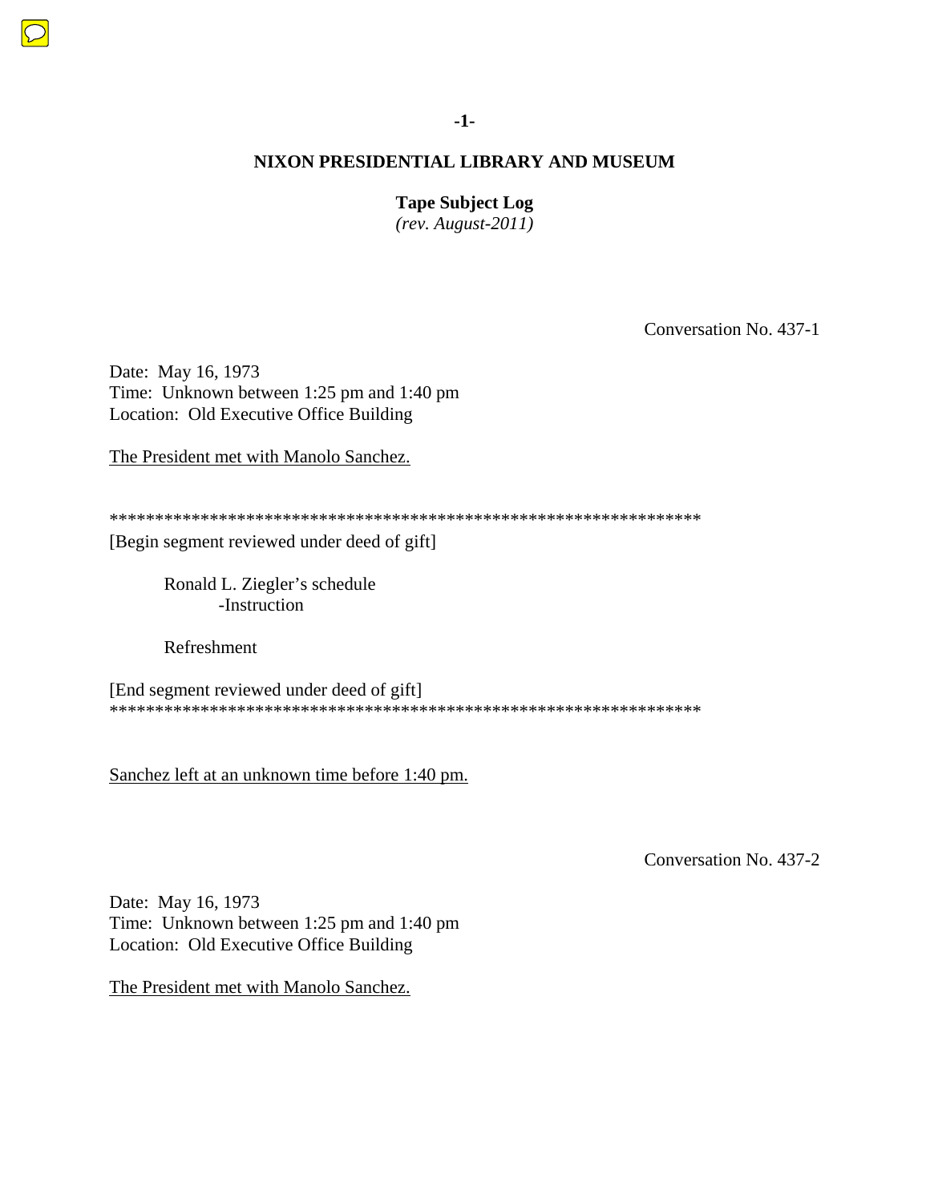**NIXON PRESIDENTIAL LIBRARY AND MUSEUM**

**Tape Subject Log**
*(rev. August-2011)*

Conversation No. 437-1

Date: May 16, 1973
Time: Unknown between 1:25 pm and 1:40 pm
Location: Old Executive Office Building

The President met with Manolo Sanchez.

*****************************************************************
[Begin segment reviewed under deed of gift]

Ronald L. Ziegler's schedule
-Instruction

Refreshment

[End segment reviewed under deed of gift]
*****************************************************************

Sanchez left at an unknown time before 1:40 pm.

Conversation No. 437-2

Date: May 16, 1973
Time: Unknown between 1:25 pm and 1:40 pm
Location: Old Executive Office Building

The President met with Manolo Sanchez.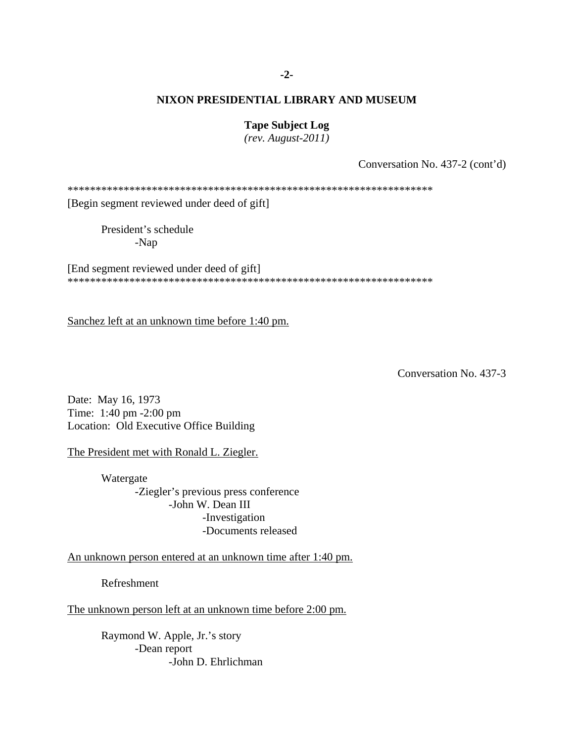## NIXON PRESIDENTIAL LIBRARY AND MUSEUM

**Tape Subject Log**
*(rev. August-2011)*

Conversation No. 437-2 (cont'd)

*****************************************************************
[Begin segment reviewed under deed of gift]

President's schedule
- Nap

[End segment reviewed under deed of gift]
*****************************************************************

Sanchez left at an unknown time before 1:40 pm.

Conversation No. 437-3

Date: May 16, 1973
Time: 1:40 pm -2:00 pm
Location: Old Executive Office Building

The President met with Ronald L. Ziegler.

Watergate
- Ziegler's previous press conference
  - John W. Dean III
    - Investigation
    - Documents released

An unknown person entered at an unknown time after 1:40 pm.

Refreshment

The unknown person left at an unknown time before 2:00 pm.

Raymond W. Apple, Jr.'s story
- Dean report
  - John D. Ehrlichman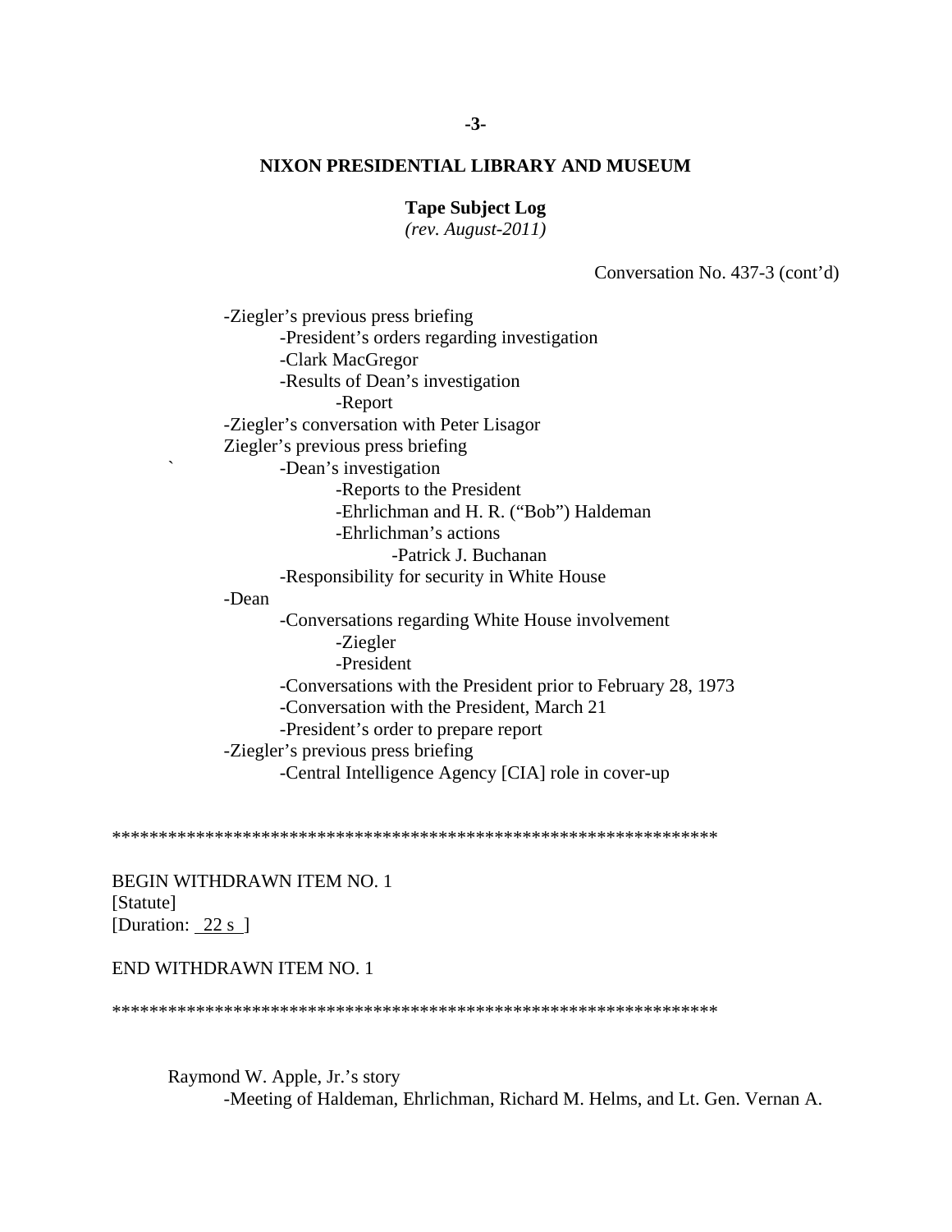## NIXON PRESIDENTIAL LIBRARY AND MUSEUM

**Tape Subject Log**
*(rev. August-2011)*

Conversation No. 437-3 (cont'd)

- -Ziegler's previous press briefing
    - -President's orders regarding investigation
    - -Clark MacGregor
    - -Results of Dean's investigation
        - -Report
- -Ziegler's conversation with Peter Lisagor
- Ziegler's previous press briefing
    - -Dean's investigation
        - -Reports to the President
        - -Ehrlichman and H. R. ("Bob") Haldeman
        - -Ehrlichman's actions
            - -Patrick J. Buchanan
    - -Responsibility for security in White House
- -Dean
    - -Conversations regarding White House involvement
        - -Ziegler
        - -President
    - -Conversations with the President prior to February 28, 1973
    - -Conversation with the President, March 21
    - -President's order to prepare report
- -Ziegler's previous press briefing
    - -Central Intelligence Agency [CIA] role in cover-up

******************************************************************

BEGIN WITHDRAWN ITEM NO. 1
[Statute]
[Duration: 22 s ]

END WITHDRAWN ITEM NO. 1

******************************************************************

Raymond W. Apple, Jr.'s story
- -Meeting of Haldeman, Ehrlichman, Richard M. Helms, and Lt. Gen. Vernan A.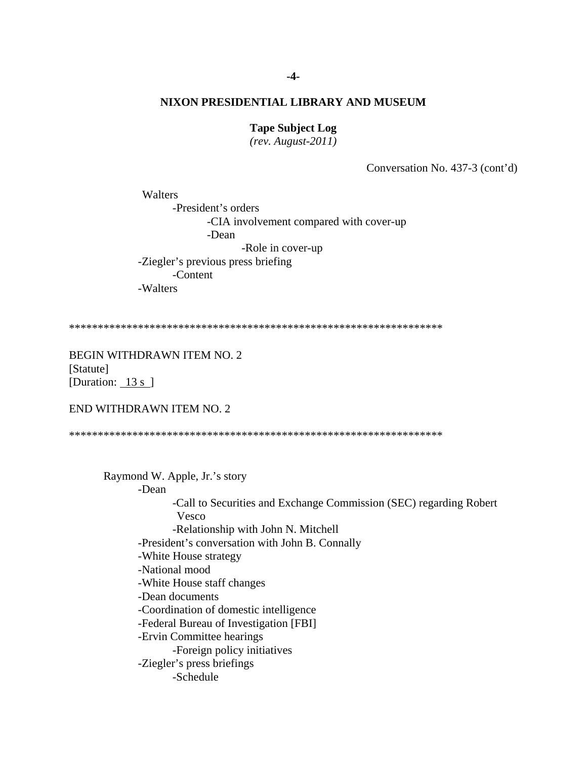**NIXON PRESIDENTIAL LIBRARY AND MUSEUM**

**Tape Subject Log**
*(rev. August-2011)*

Conversation No. 437-3 (cont'd)

- Walters
  - -President's orders
    - -CIA involvement compared with cover-up
    - -Dean
      - -Role in cover-up
- -Ziegler's previous press briefing
  - -Content
- -Walters

*****************************************************************

BEGIN WITHDRAWN ITEM NO. 2
[Statute]
[Duration: 13 s ]

END WITHDRAWN ITEM NO. 2

*****************************************************************

Raymond W. Apple, Jr.'s story
- -Dean
  - -Call to Securities and Exchange Commission (SEC) regarding Robert Vesco
  - -Relationship with John N. Mitchell
- -President's conversation with John B. Connally
- -White House strategy
- -National mood
- -White House staff changes
- -Dean documents
- -Coordination of domestic intelligence
- -Federal Bureau of Investigation [FBI]
- -Ervin Committee hearings
  - -Foreign policy initiatives
- -Ziegler's press briefings
  - -Schedule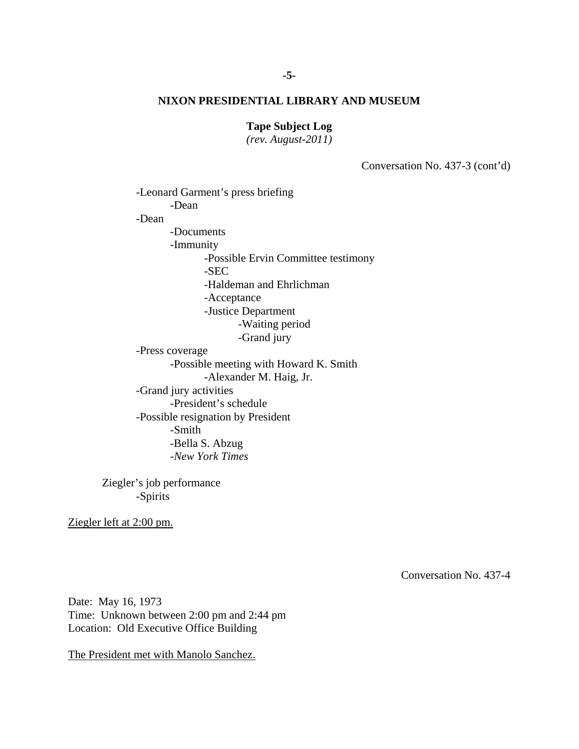Conversation No. 437-3 (cont'd)

- Leonard Garment's press briefing
    - Dean
- Dean
    - Documents
    - Immunity
        - Possible Ervin Committee testimony
        - SEC
        - Haldeman and Ehrlichman
        - Acceptance
        - Justice Department
            - Waiting period
            - Grand jury
- Press coverage
    - Possible meeting with Howard K. Smith
        - Alexander M. Haig, Jr.
- Grand jury activities
    - President's schedule
- Possible resignation by President
    - Smith
    - Bella S. Abzug
    - *New York Times*

Ziegler's job performance
- Spirits

Ziegler left at 2:00 pm.

Conversation No. 437-4

Date: May 16, 1973
Time: Unknown between 2:00 pm and 2:44 pm
Location: Old Executive Office Building

The President met with Manolo Sanchez.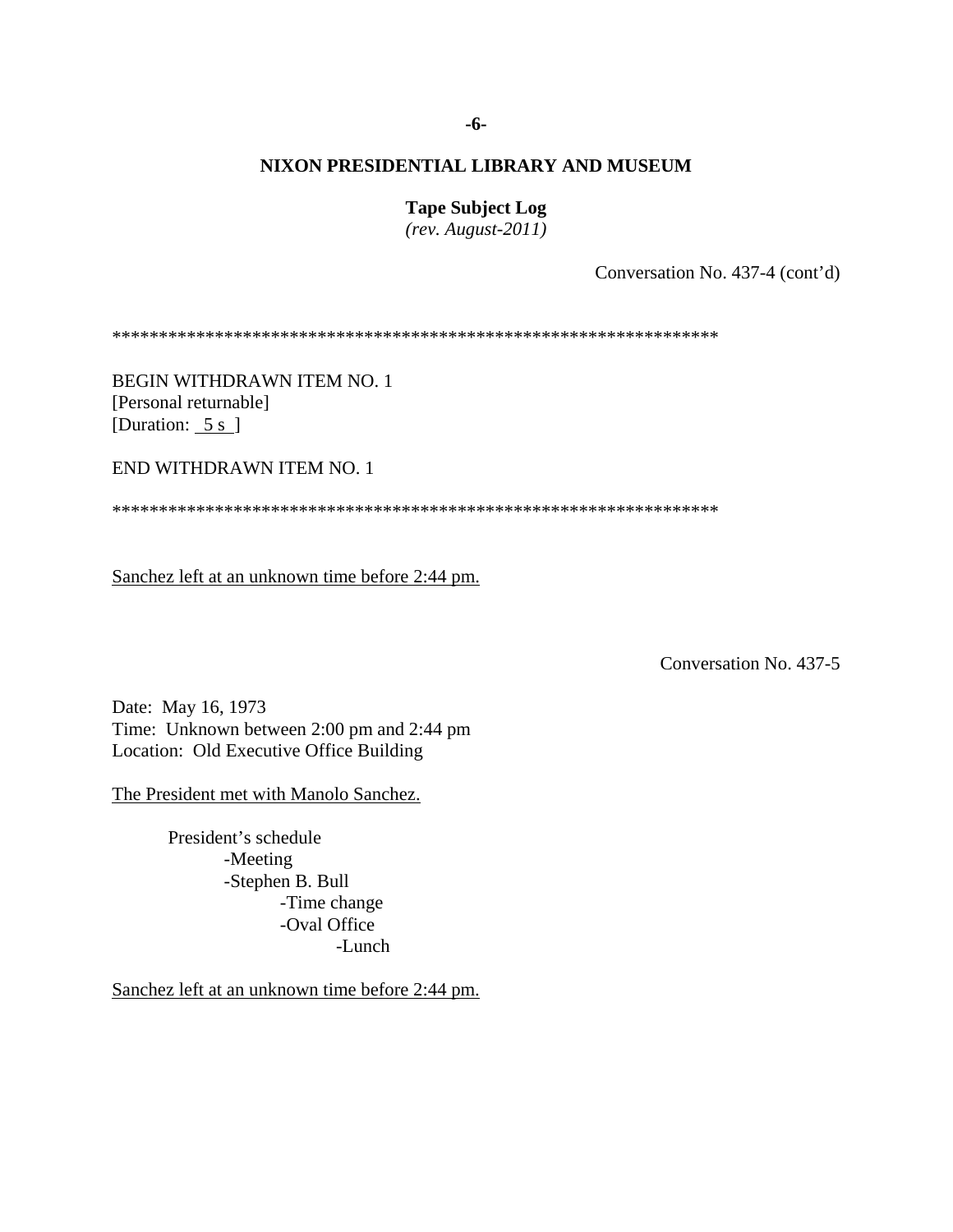Conversation No. 437-4 (cont'd)

*****************************************************************

BEGIN WITHDRAWN ITEM NO. 1
[Personal returnable]
[Duration: 5 s ]

END WITHDRAWN ITEM NO. 1

*****************************************************************

Sanchez left at an unknown time before 2:44 pm.

Conversation No. 437-5

Date: May 16, 1973
Time: Unknown between 2:00 pm and 2:44 pm
Location: Old Executive Office Building

The President met with Manolo Sanchez.

- President's schedule
  - Meeting
  - Stephen B. Bull
    - Time change
    - Oval Office
      - Lunch

Sanchez left at an unknown time before 2:44 pm.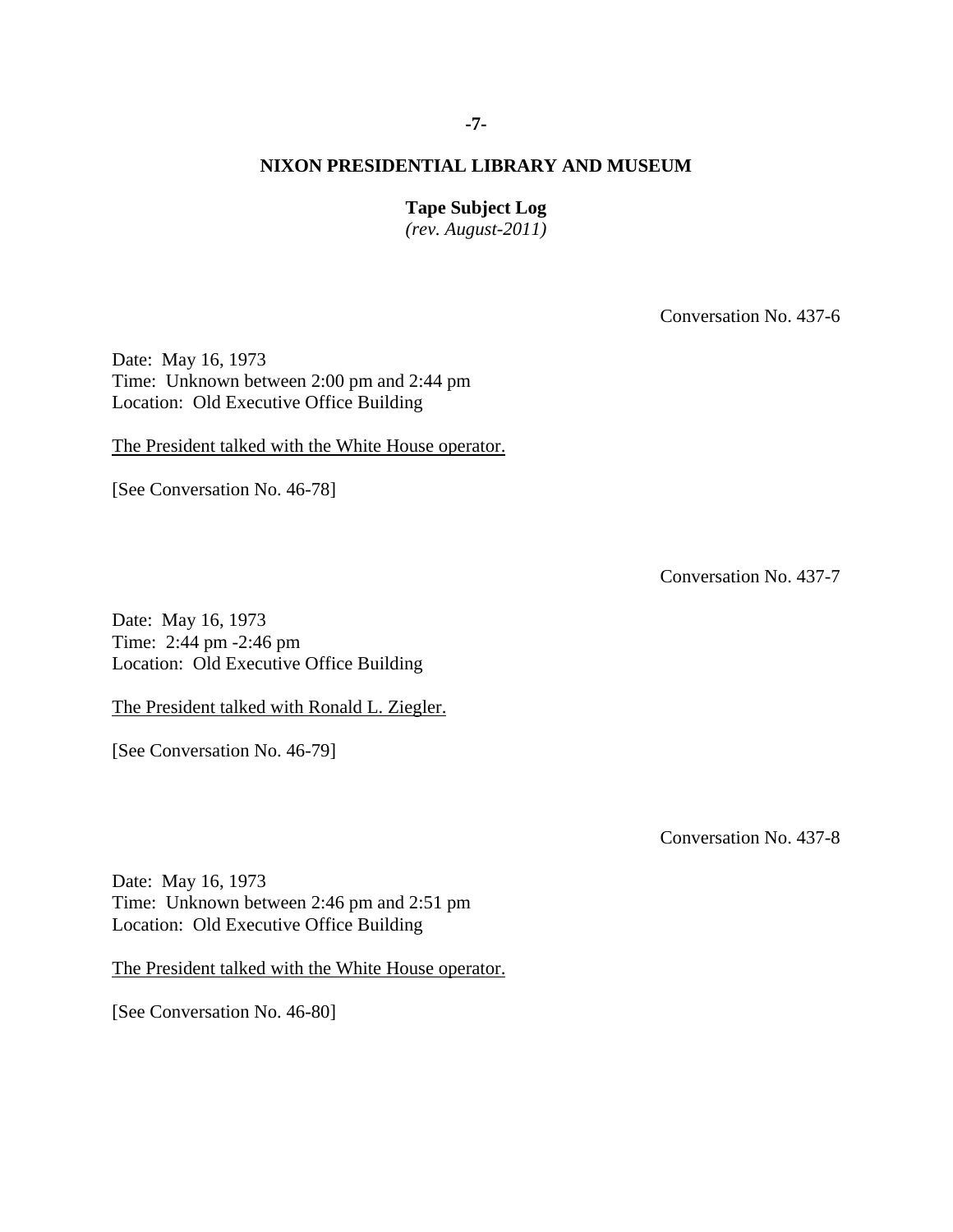**NIXON PRESIDENTIAL LIBRARY AND MUSEUM**

**Tape Subject Log**
*(rev. August-2011)*

Conversation No. 437-6

Date: May 16, 1973
Time: Unknown between 2:00 pm and 2:44 pm
Location: Old Executive Office Building

The President talked with the White House operator.

[See Conversation No. 46-78]

Conversation No. 437-7

Date: May 16, 1973
Time: 2:44 pm -2:46 pm
Location: Old Executive Office Building

The President talked with Ronald L. Ziegler.

[See Conversation No. 46-79]

Conversation No. 437-8

Date: May 16, 1973
Time: Unknown between 2:46 pm and 2:51 pm
Location: Old Executive Office Building

The President talked with the White House operator.

[See Conversation No. 46-80]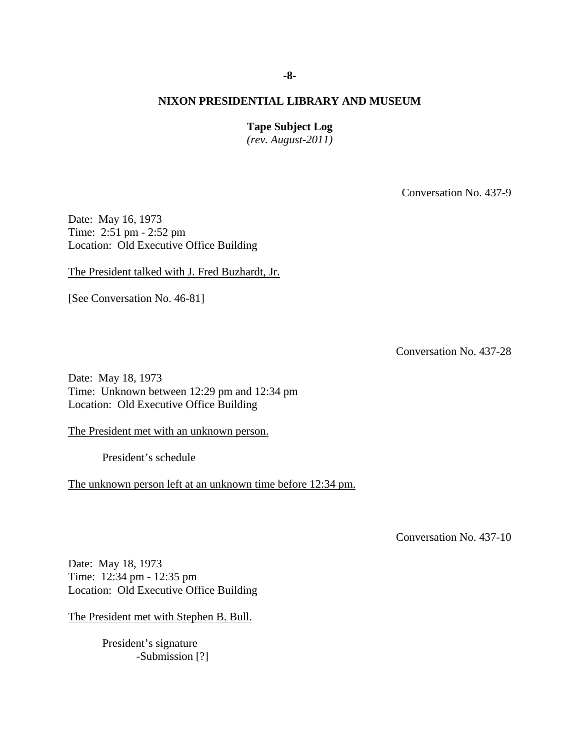**NIXON PRESIDENTIAL LIBRARY AND MUSEUM**

**Tape Subject Log**
*(rev. August-2011)*

Conversation No. 437-9

Date: May 16, 1973
Time: 2:51 pm - 2:52 pm
Location: Old Executive Office Building

The President talked with J. Fred Buzhardt, Jr.

[See Conversation No. 46-81]

Conversation No. 437-28

Date: May 18, 1973
Time: Unknown between 12:29 pm and 12:34 pm
Location: Old Executive Office Building

The President met with an unknown person.

President's schedule

The unknown person left at an unknown time before 12:34 pm.

Conversation No. 437-10

Date: May 18, 1973
Time: 12:34 pm - 12:35 pm
Location: Old Executive Office Building

The President met with Stephen B. Bull.

President's signature
- Submission [?]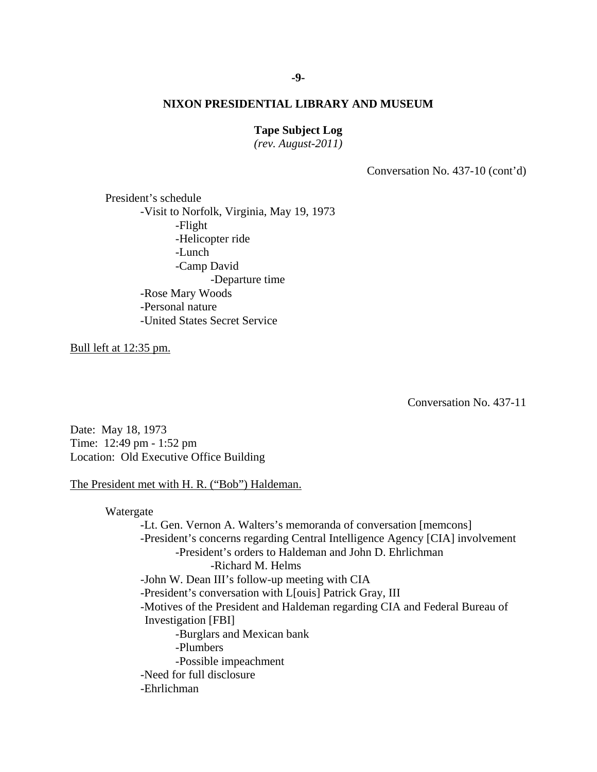Conversation No. 437-10 (cont'd)

President's schedule
- Visit to Norfolk, Virginia, May 19, 1973
  - Flight
  - Helicopter ride
  - Lunch
  - Camp David
    - Departure time
- Rose Mary Woods
- Personal nature
- United States Secret Service

<u>Bull left at 12:35 pm.</u>

Conversation No. 437-11

Date: May 18, 1973
Time: 12:49 pm - 1:52 pm
Location: Old Executive Office Building

<u>The President met with H. R. ("Bob") Haldeman.</u>

Watergate
- Lt. Gen. Vernon A. Walters's memoranda of conversation [memcons]
- President's concerns regarding Central Intelligence Agency [CIA] involvement
  - President's orders to Haldeman and John D. Ehrlichman
    - Richard M. Helms
- John W. Dean III's follow-up meeting with CIA
- President's conversation with L[ouis] Patrick Gray, III
- Motives of the President and Haldeman regarding CIA and Federal Bureau of Investigation [FBI]
  - Burglars and Mexican bank
  - Plumbers
  - Possible impeachment
- Need for full disclosure
- Ehrlichman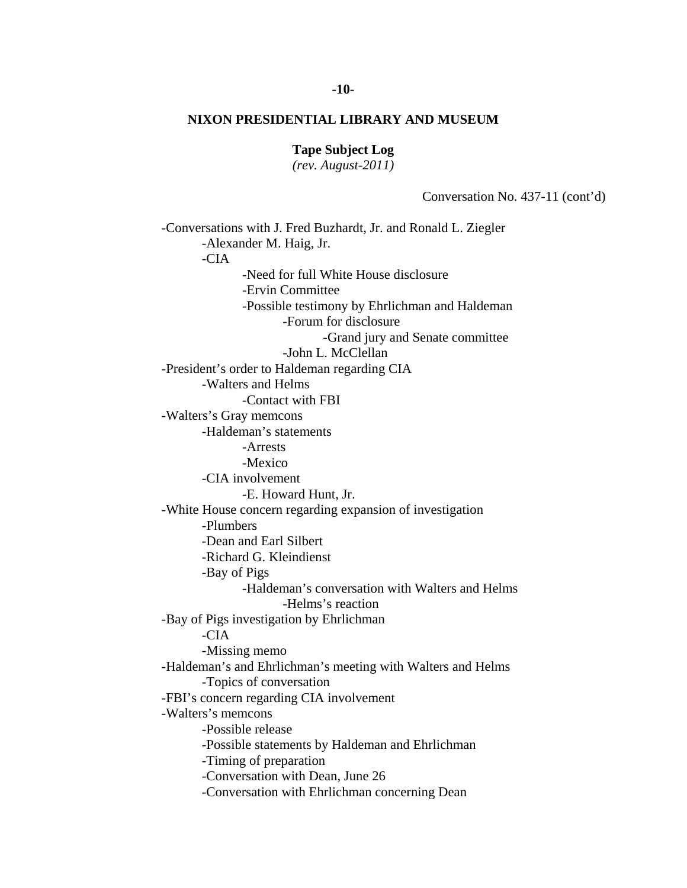**NIXON PRESIDENTIAL LIBRARY AND MUSEUM**

**Tape Subject Log**
*(rev. August-2011)*

Conversation No. 437-11 (cont'd)

- -Conversations with J. Fred Buzhardt, Jr. and Ronald L. Ziegler
  - -Alexander M. Haig, Jr.
  - -CIA
    - -Need for full White House disclosure
    - -Ervin Committee
    - -Possible testimony by Ehrlichman and Haldeman
      - -Forum for disclosure
        - -Grand jury and Senate committee
      - -John L. McClellan
- -President's order to Haldeman regarding CIA
  - -Walters and Helms
    - -Contact with FBI
- -Walters's Gray memcons
  - -Haldeman's statements
    - -Arrests
    - -Mexico
  - -CIA involvement
    - -E. Howard Hunt, Jr.
- -White House concern regarding expansion of investigation
  - -Plumbers
  - -Dean and Earl Silbert
  - -Richard G. Kleindienst
  - -Bay of Pigs
    - -Haldeman's conversation with Walters and Helms
      - -Helms's reaction
- -Bay of Pigs investigation by Ehrlichman
  - -CIA
  - -Missing memo
- -Haldeman's and Ehrlichman's meeting with Walters and Helms
  - -Topics of conversation
- -FBI's concern regarding CIA involvement
- -Walters's memcons
  - -Possible release
  - -Possible statements by Haldeman and Ehrlichman
  - -Timing of preparation
  - -Conversation with Dean, June 26
  - -Conversation with Ehrlichman concerning Dean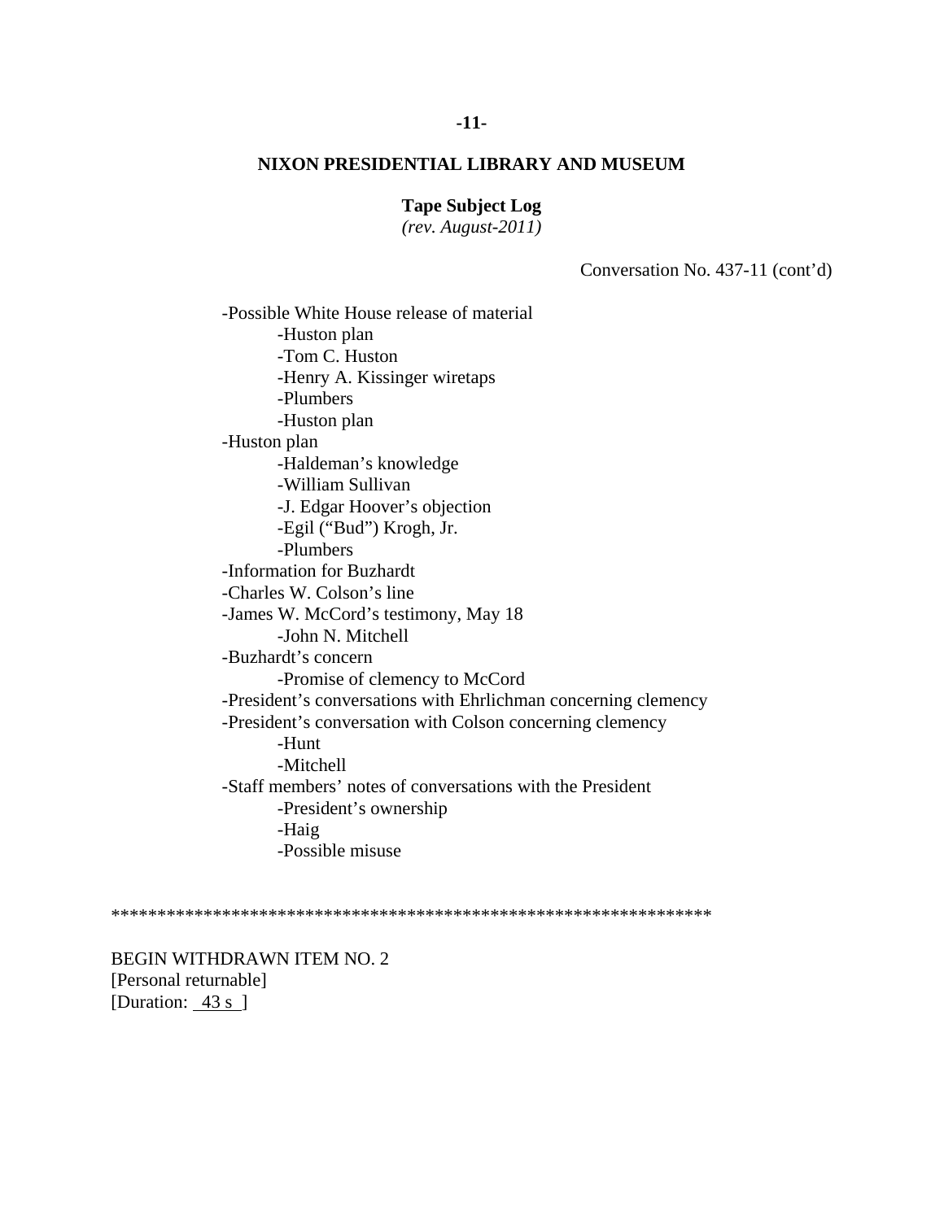**NIXON PRESIDENTIAL LIBRARY AND MUSEUM**

**Tape Subject Log**
*(rev. August-2011)*

Conversation No. 437-11 (cont'd)

- Possible White House release of material
    - Huston plan
    - Tom C. Huston
    - Henry A. Kissinger wiretaps
    - Plumbers
    - Huston plan
- Huston plan
    - Haldeman's knowledge
    - William Sullivan
    - J. Edgar Hoover's objection
    - Egil ("Bud") Krogh, Jr.
    - Plumbers
- Information for Buzhardt
- Charles W. Colson's line
- James W. McCord's testimony, May 18
    - John N. Mitchell
- Buzhardt's concern
    - Promise of clemency to McCord
- President's conversations with Ehrlichman concerning clemency
- President's conversation with Colson concerning clemency
    - Hunt
    - Mitchell
- Staff members' notes of conversations with the President
    - President's ownership
    - Haig
    - Possible misuse

*****************************************************************

BEGIN WITHDRAWN ITEM NO. 2
[Personal returnable]
[Duration: 43 s ]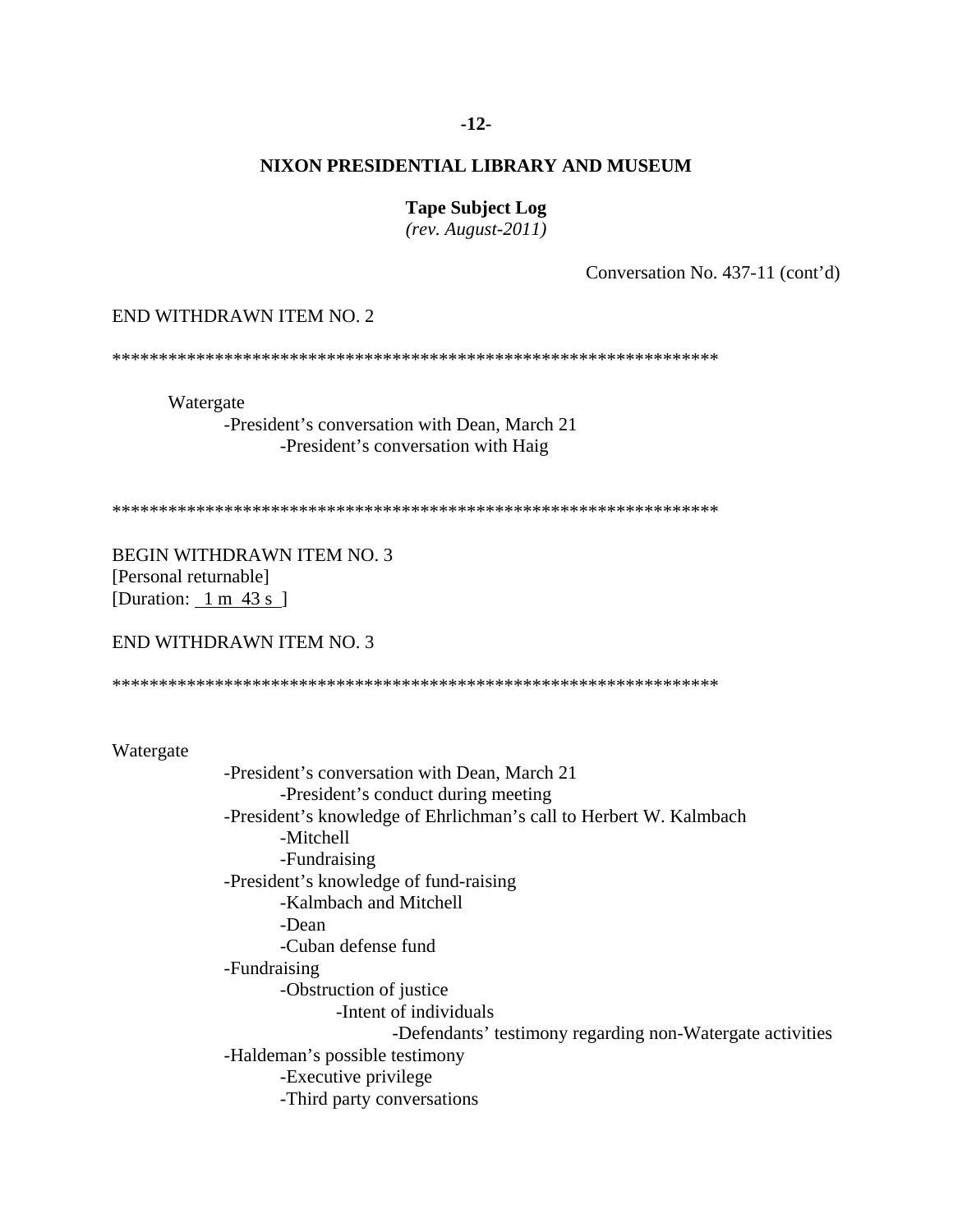**NIXON PRESIDENTIAL LIBRARY AND MUSEUM**

**Tape Subject Log**
*(rev. August-2011)*

Conversation No. 437-11 (cont'd)

END WITHDRAWN ITEM NO. 2

*****************************************************************

Watergate
- -President's conversation with Dean, March 21
    - -President's conversation with Haig

*****************************************************************

BEGIN WITHDRAWN ITEM NO. 3
[Personal returnable]
[Duration: 1 m 43 s ]

END WITHDRAWN ITEM NO. 3

*****************************************************************

Watergate
- -President's conversation with Dean, March 21
    - -President's conduct during meeting
- -President's knowledge of Ehrlichman's call to Herbert W. Kalmbach
    - -Mitchell
    - -Fundraising
- -President's knowledge of fund-raising
    - -Kalmbach and Mitchell
    - -Dean
    - -Cuban defense fund
- -Fundraising
    - -Obstruction of justice
        - -Intent of individuals
            - -Defendants' testimony regarding non-Watergate activities
- -Haldeman's possible testimony
    - -Executive privilege
    - -Third party conversations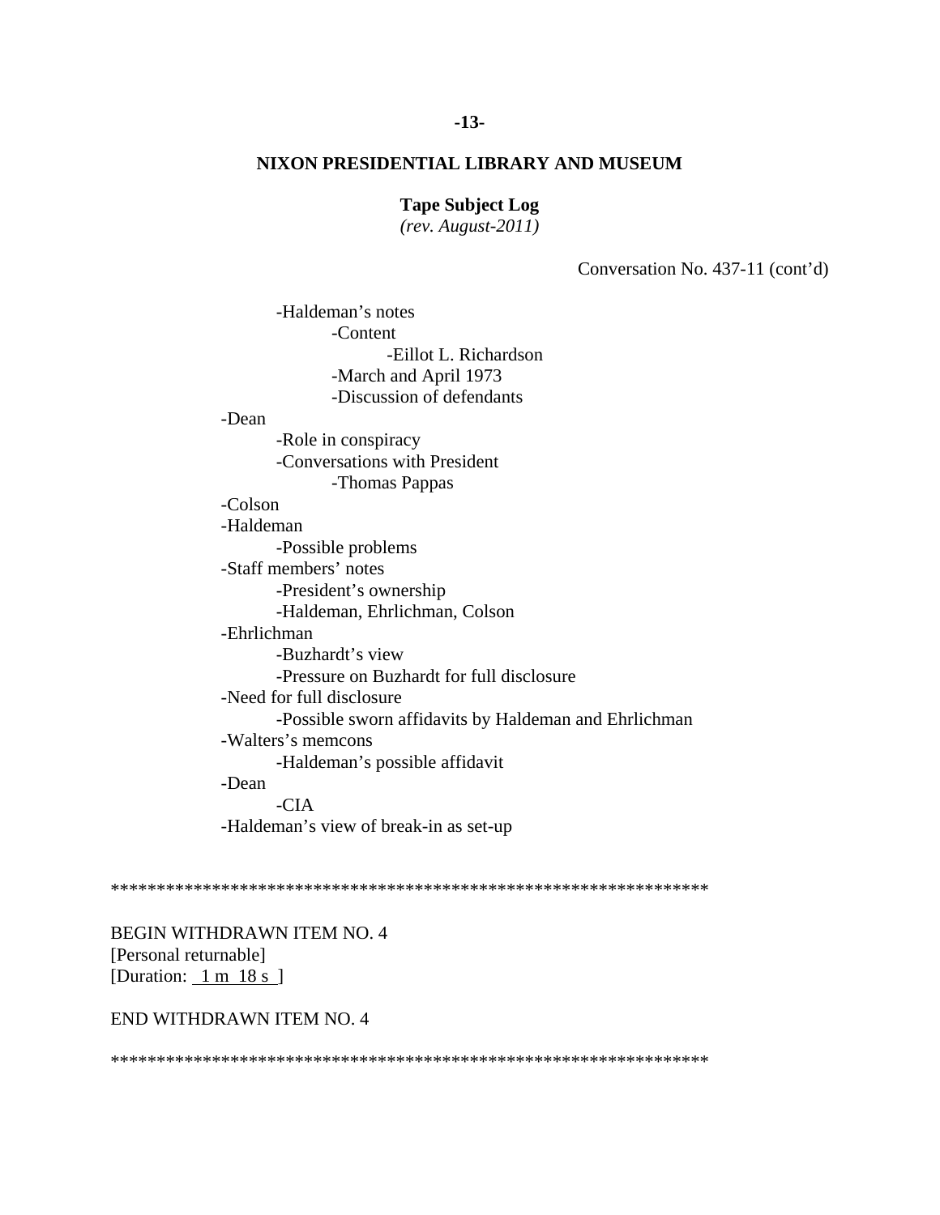**NIXON PRESIDENTIAL LIBRARY AND MUSEUM**

**Tape Subject Log**
*(rev. August-2011)*

Conversation No. 437-11 (cont'd)

- -Haldeman's notes
    - -Content
        - -Eillot L. Richardson
    - -March and April 1973
    - -Discussion of defendants
- -Dean
    - -Role in conspiracy
    - -Conversations with President
        - -Thomas Pappas
- -Colson
- -Haldeman
    - -Possible problems
- -Staff members' notes
    - -President's ownership
    - -Haldeman, Ehrlichman, Colson
- -Ehrlichman
    - -Buzhardt's view
    - -Pressure on Buzhardt for full disclosure
- -Need for full disclosure
    - -Possible sworn affidavits by Haldeman and Ehrlichman
- -Walters's memcons
    - -Haldeman's possible affidavit
- -Dean
    - -CIA
- -Haldeman's view of break-in as set-up

*****************************************************************

BEGIN WITHDRAWN ITEM NO. 4
[Personal returnable]
[Duration: 1 m 18 s ]

END WITHDRAWN ITEM NO. 4

*****************************************************************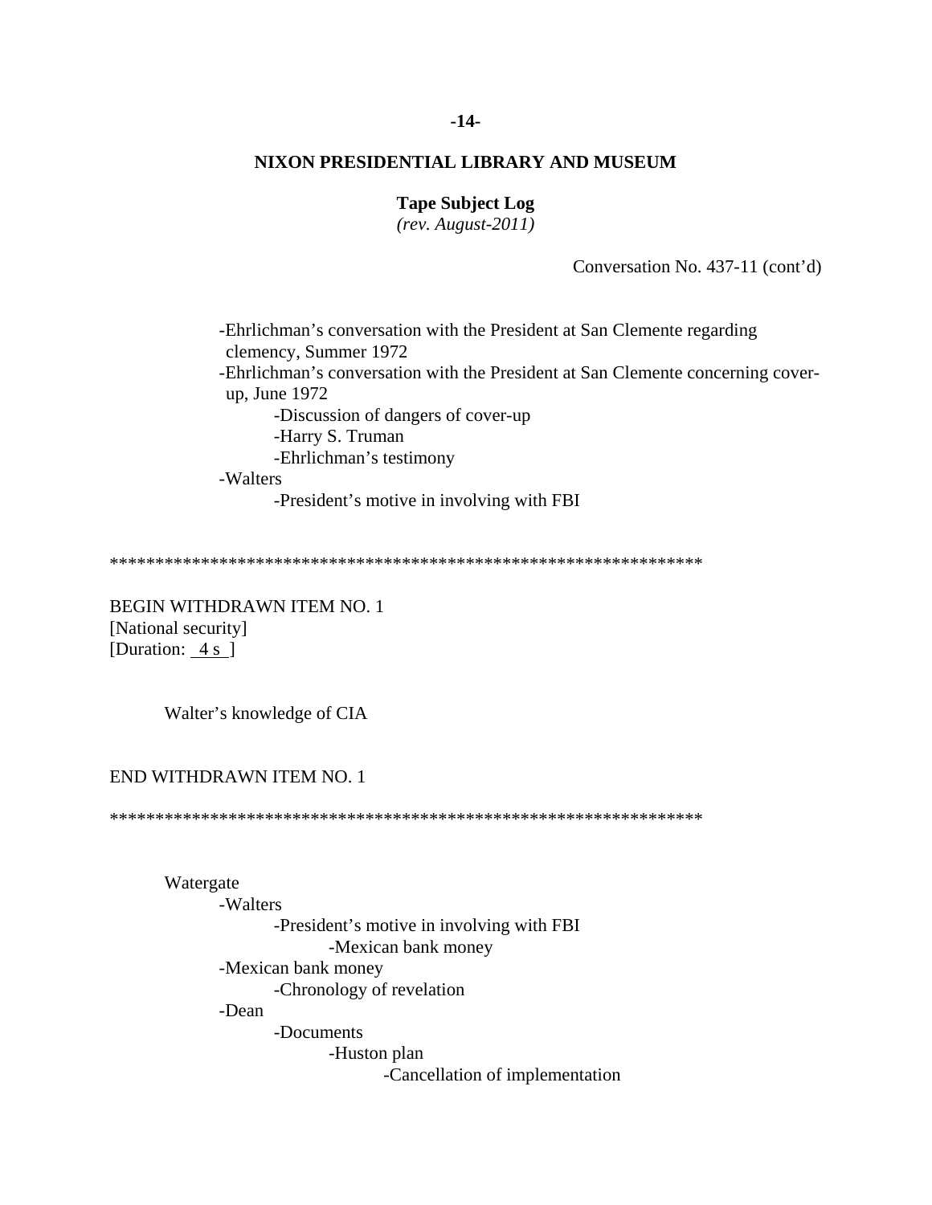**NIXON PRESIDENTIAL LIBRARY AND MUSEUM**

**Tape Subject Log**
*(rev. August-2011)*

Conversation No. 437-11 (cont'd)

- Ehrlichman's conversation with the President at San Clemente regarding clemency, Summer 1972
- Ehrlichman's conversation with the President at San Clemente concerning cover-up, June 1972
    - Discussion of dangers of cover-up
    - Harry S. Truman
    - Ehrlichman's testimony
- Walters
    - President's motive in involving with FBI

*****************************************************************

BEGIN WITHDRAWN ITEM NO. 1
[National security]
[Duration: 4 s ]

Walter's knowledge of CIA

END WITHDRAWN ITEM NO. 1

*****************************************************************

Watergate
- Walters
    - President's motive in involving with FBI
        - Mexican bank money
- Mexican bank money
    - Chronology of revelation
- Dean
    - Documents
        - Huston plan
            - Cancellation of implementation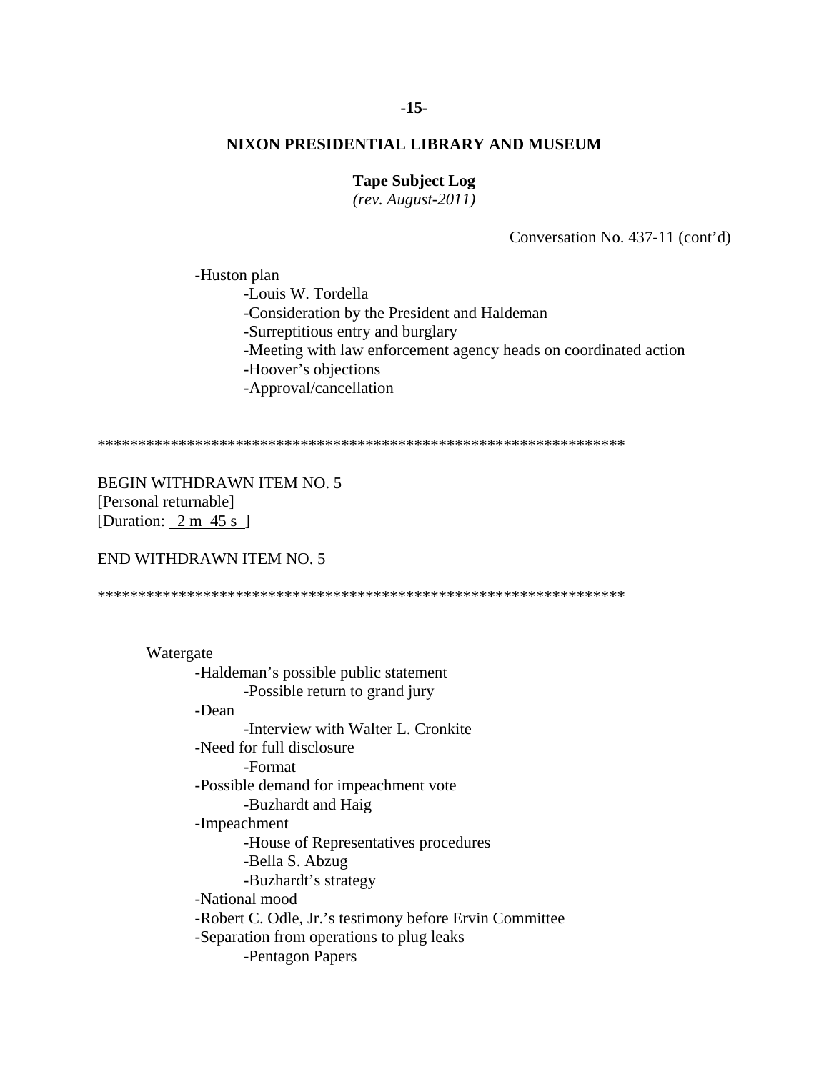Conversation No. 437-11 (cont'd)

- Huston plan
    - Louis W. Tordella
    - Consideration by the President and Haldeman
    - Surreptitious entry and burglary
    - Meeting with law enforcement agency heads on coordinated action
    - Hoover's objections
    - Approval/cancellation

*****************************************************************

BEGIN WITHDRAWN ITEM NO. 5
[Personal returnable]
[Duration: 2 m 45 s ]

END WITHDRAWN ITEM NO. 5

*****************************************************************

Watergate
- Haldeman's possible public statement
    - Possible return to grand jury
- Dean
    - Interview with Walter L. Cronkite
- Need for full disclosure
    - Format
- Possible demand for impeachment vote
    - Buzhardt and Haig
- Impeachment
    - House of Representatives procedures
    - Bella S. Abzug
    - Buzhardt's strategy
- National mood
- Robert C. Odle, Jr.'s testimony before Ervin Committee
- Separation from operations to plug leaks
    - Pentagon Papers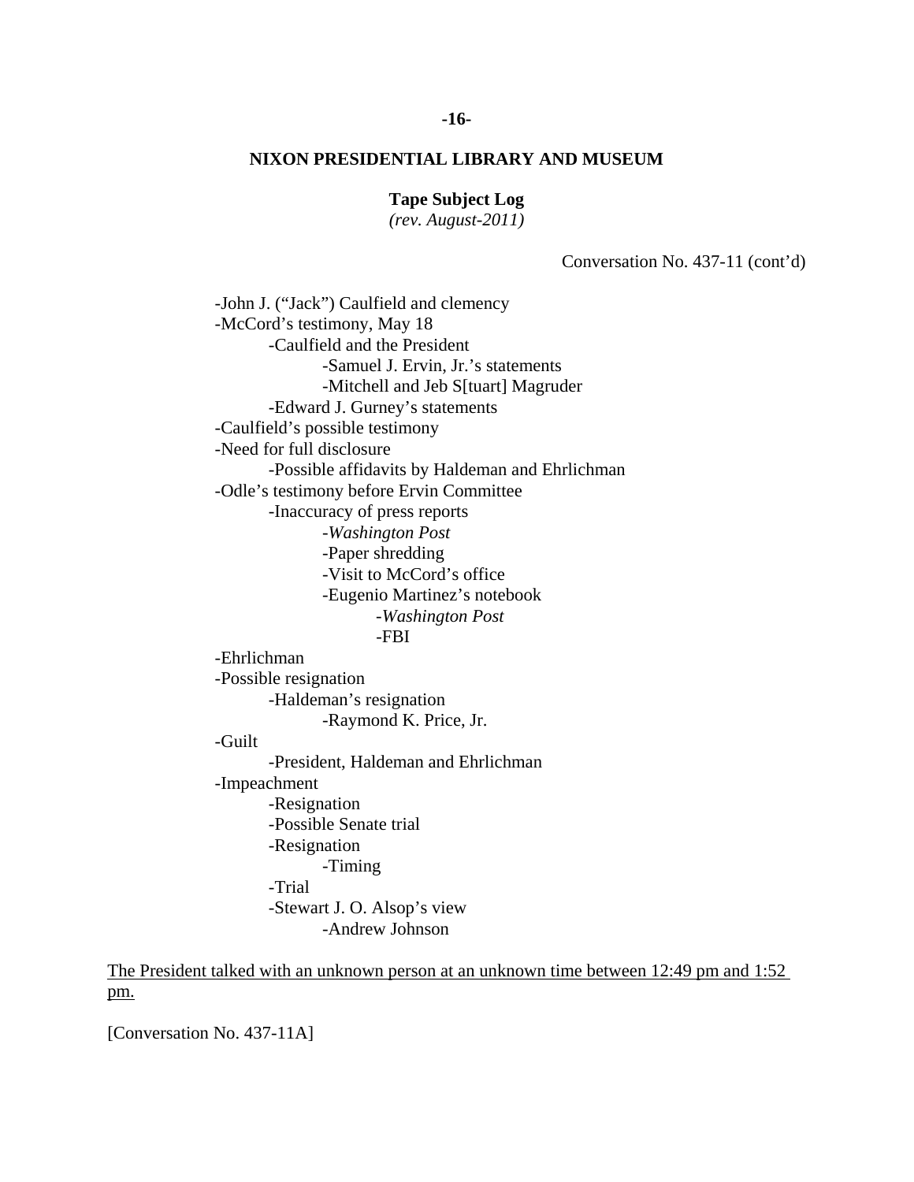Conversation No. 437-11 (cont'd)

- -John J. ("Jack") Caulfield and clemency
- -McCord's testimony, May 18
  - -Caulfield and the President
    - -Samuel J. Ervin, Jr.'s statements
    - -Mitchell and Jeb S[tuart] Magruder
  - -Edward J. Gurney's statements
- -Caulfield's possible testimony
- -Need for full disclosure
  - -Possible affidavits by Haldeman and Ehrlichman
- -Odle's testimony before Ervin Committee
  - -Inaccuracy of press reports
    - -*Washington Post*
    - -Paper shredding
    - -Visit to McCord's office
    - -Eugenio Martinez's notebook
      - -*Washington Post*
      - -FBI
- -Ehrlichman
- -Possible resignation
  - -Haldeman's resignation
    - -Raymond K. Price, Jr.
- -Guilt
  - -President, Haldeman and Ehrlichman
- -Impeachment
  - -Resignation
  - -Possible Senate trial
  - -Resignation
    - -Timing
  - -Trial
  - -Stewart J. O. Alsop's view
    - -Andrew Johnson

<u>The President talked with an unknown person at an unknown time between 12:49 pm and 1:52 pm.</u>

[Conversation No. 437-11A]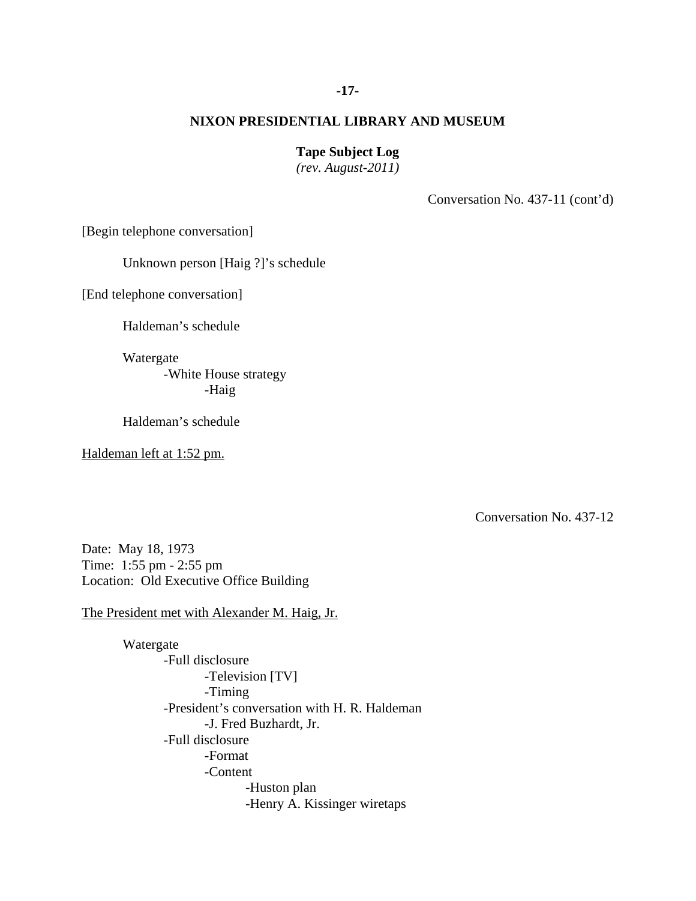**NIXON PRESIDENTIAL LIBRARY AND MUSEUM**

**Tape Subject Log**
*(rev. August-2011)*

Conversation No. 437-11 (cont'd)

[Begin telephone conversation]

Unknown person [Haig ?]'s schedule

[End telephone conversation]

Haldeman's schedule

Watergate
- -White House strategy
  - -Haig

Haldeman's schedule

Haldeman left at 1:52 pm.

Conversation No. 437-12

Date: May 18, 1973
Time: 1:55 pm - 2:55 pm
Location: Old Executive Office Building

The President met with Alexander M. Haig, Jr.

Watergate
- -Full disclosure
  - -Television [TV]
  - -Timing
- -President's conversation with H. R. Haldeman
  - -J. Fred Buzhardt, Jr.
- -Full disclosure
  - -Format
  - -Content
    - -Huston plan
    - -Henry A. Kissinger wiretaps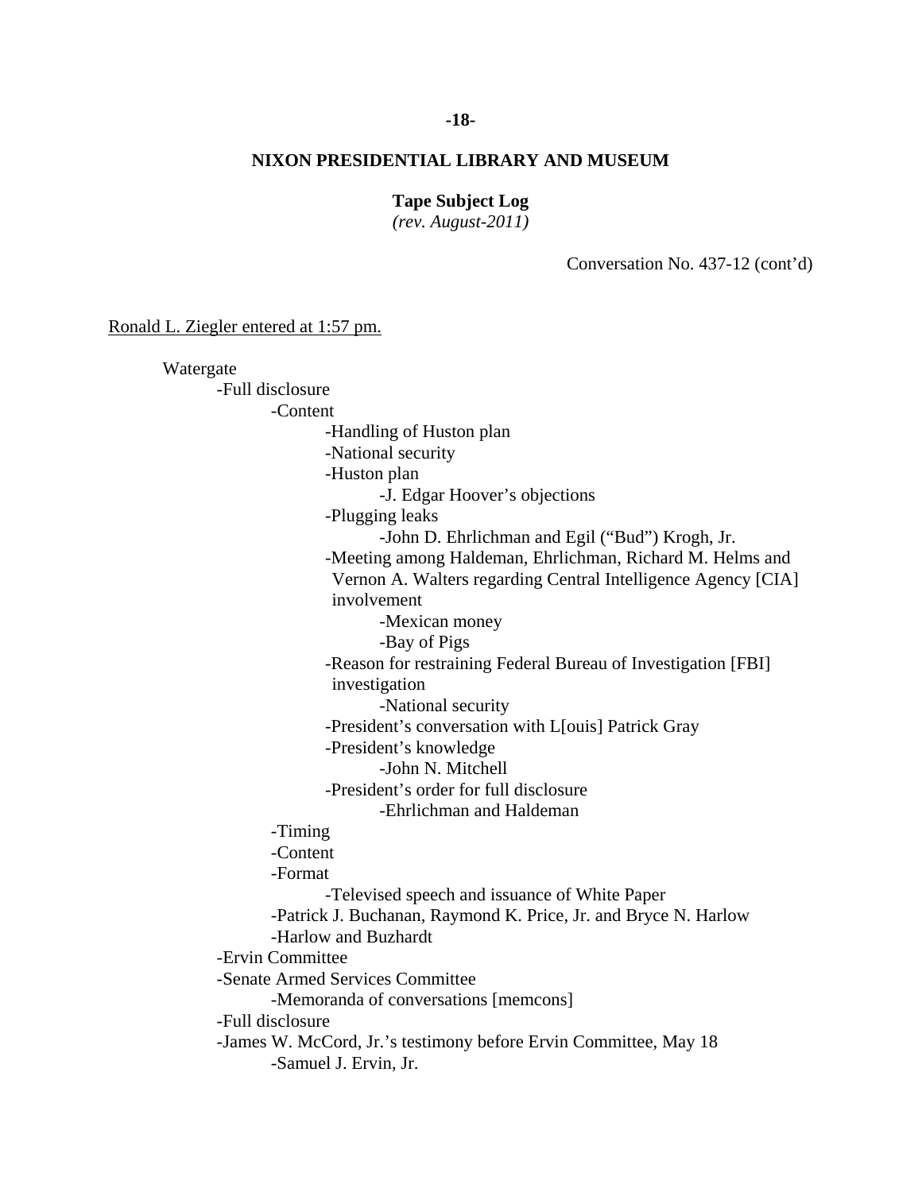Conversation No. 437-12 (cont'd)

Ronald L. Ziegler entered at 1:57 pm.

- Watergate
  - -Full disclosure
    - -Content
      - -Handling of Huston plan
      - -National security
      - -Huston plan
        - -J. Edgar Hoover's objections
      - -Plugging leaks
        - -John D. Ehrlichman and Egil ("Bud") Krogh, Jr.
      - -Meeting among Haldeman, Ehrlichman, Richard M. Helms and Vernon A. Walters regarding Central Intelligence Agency [CIA] involvement
        - -Mexican money
        - -Bay of Pigs
      - -Reason for restraining Federal Bureau of Investigation [FBI] investigation
        - -National security
      - -President's conversation with L[ouis] Patrick Gray
      - -President's knowledge
        - -John N. Mitchell
      - -President's order for full disclosure
        - -Ehrlichman and Haldeman
    - -Timing
    - -Content
    - -Format
      - -Televised speech and issuance of White Paper
    - -Patrick J. Buchanan, Raymond K. Price, Jr. and Bryce N. Harlow
    - -Harlow and Buzhardt
  - -Ervin Committee
  - -Senate Armed Services Committee
    - -Memoranda of conversations [memcons]
  - -Full disclosure
  - -James W. McCord, Jr.'s testimony before Ervin Committee, May 18
    - -Samuel J. Ervin, Jr.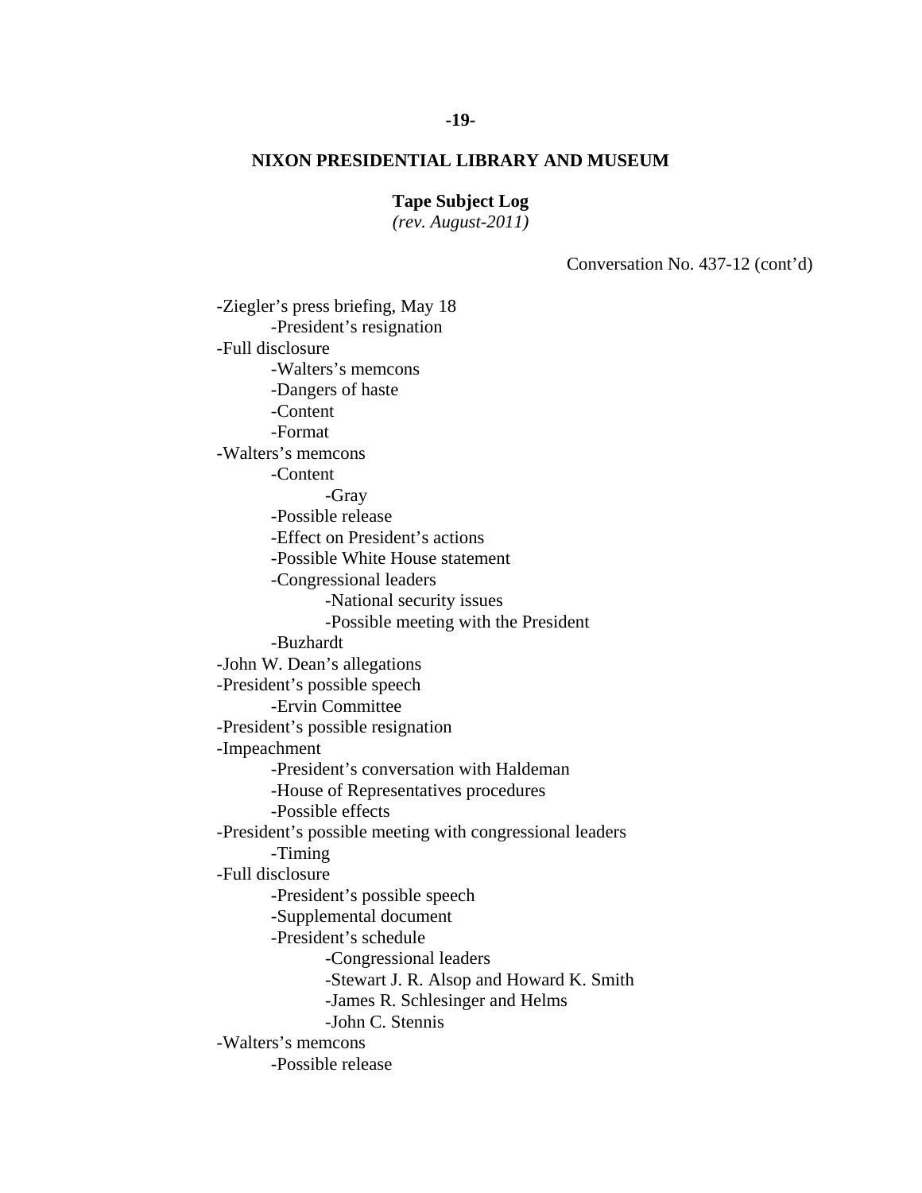**NIXON PRESIDENTIAL LIBRARY AND MUSEUM**

**Tape Subject Log**
*(rev. August-2011)*

Conversation No. 437-12 (cont'd)

- -Ziegler's press briefing, May 18
  - -President's resignation
- -Full disclosure
  - -Walters's memcons
  - -Dangers of haste
  - -Content
  - -Format
- -Walters's memcons
  - -Content
    - -Gray
  - -Possible release
  - -Effect on President's actions
  - -Possible White House statement
  - -Congressional leaders
    - -National security issues
    - -Possible meeting with the President
  - -Buzhardt
- -John W. Dean's allegations
- -President's possible speech
  - -Ervin Committee
- -President's possible resignation
- -Impeachment
  - -President's conversation with Haldeman
  - -House of Representatives procedures
  - -Possible effects
- -President's possible meeting with congressional leaders
  - -Timing
- -Full disclosure
  - -President's possible speech
  - -Supplemental document
  - -President's schedule
    - -Congressional leaders
    - -Stewart J. R. Alsop and Howard K. Smith
    - -James R. Schlesinger and Helms
    - -John C. Stennis
- -Walters's memcons
  - -Possible release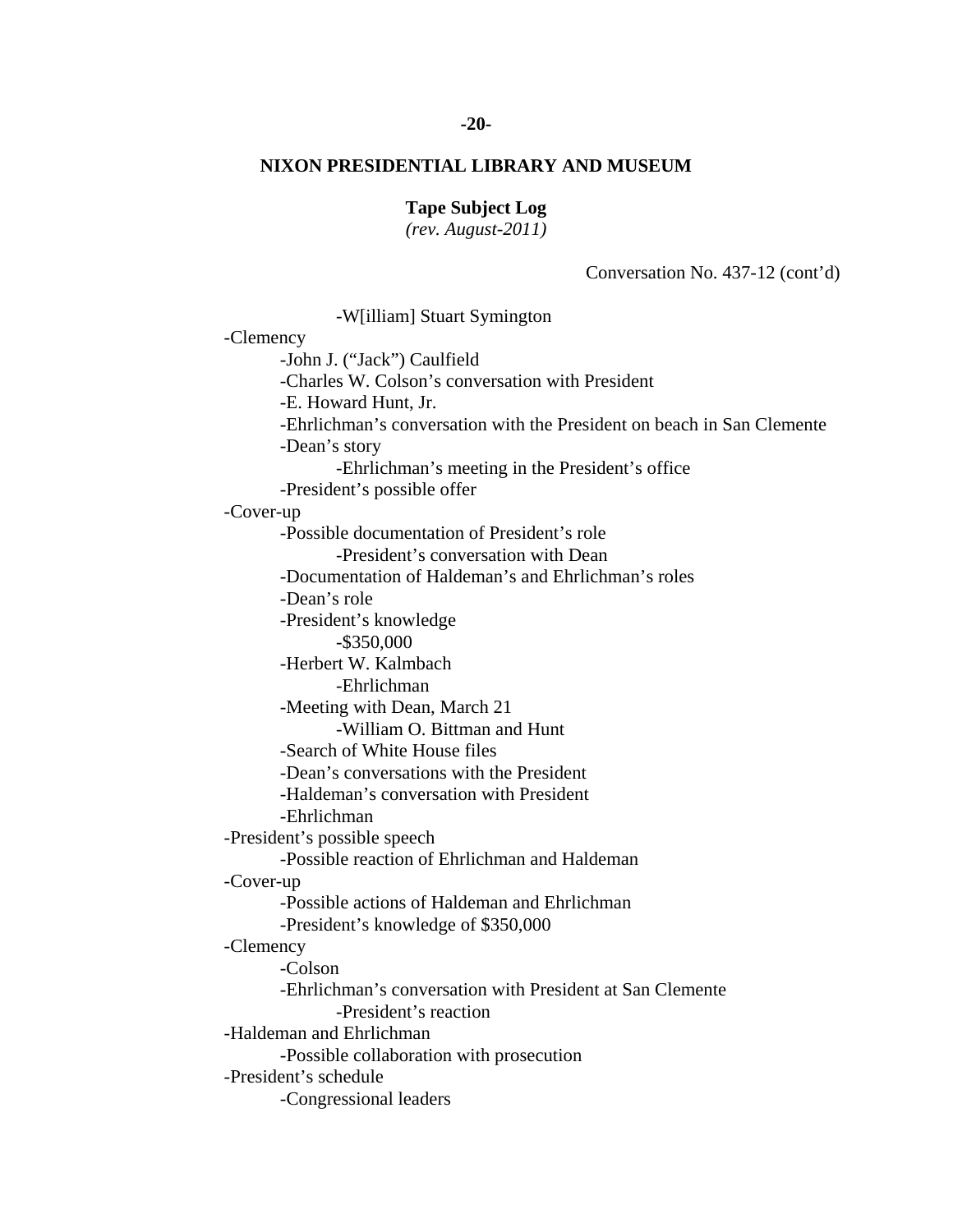**NIXON PRESIDENTIAL LIBRARY AND MUSEUM**

**Tape Subject Log**
*(rev. August-2011)*

Conversation No. 437-12 (cont'd)

- -W[illiam] Stuart Symington
- -Clemency
  - -John J. ("Jack") Caulfield
  - -Charles W. Colson's conversation with President
  - -E. Howard Hunt, Jr.
  - -Ehrlichman's conversation with the President on beach in San Clemente
  - -Dean's story
    - -Ehrlichman's meeting in the President's office
  - -President's possible offer
- -Cover-up
  - -Possible documentation of President's role
    - -President's conversation with Dean
  - -Documentation of Haldeman's and Ehrlichman's roles
  - -Dean's role
  - -President's knowledge
    - -$350,000
  - -Herbert W. Kalmbach
    - -Ehrlichman
  - -Meeting with Dean, March 21
    - -William O. Bittman and Hunt
  - -Search of White House files
  - -Dean's conversations with the President
  - -Haldeman's conversation with President
  - -Ehrlichman
- -President's possible speech
  - -Possible reaction of Ehrlichman and Haldeman
- -Cover-up
  - -Possible actions of Haldeman and Ehrlichman
  - -President's knowledge of $350,000
- -Clemency
  - -Colson
  - -Ehrlichman's conversation with President at San Clemente
    - -President's reaction
- -Haldeman and Ehrlichman
  - -Possible collaboration with prosecution
- -President's schedule
  - -Congressional leaders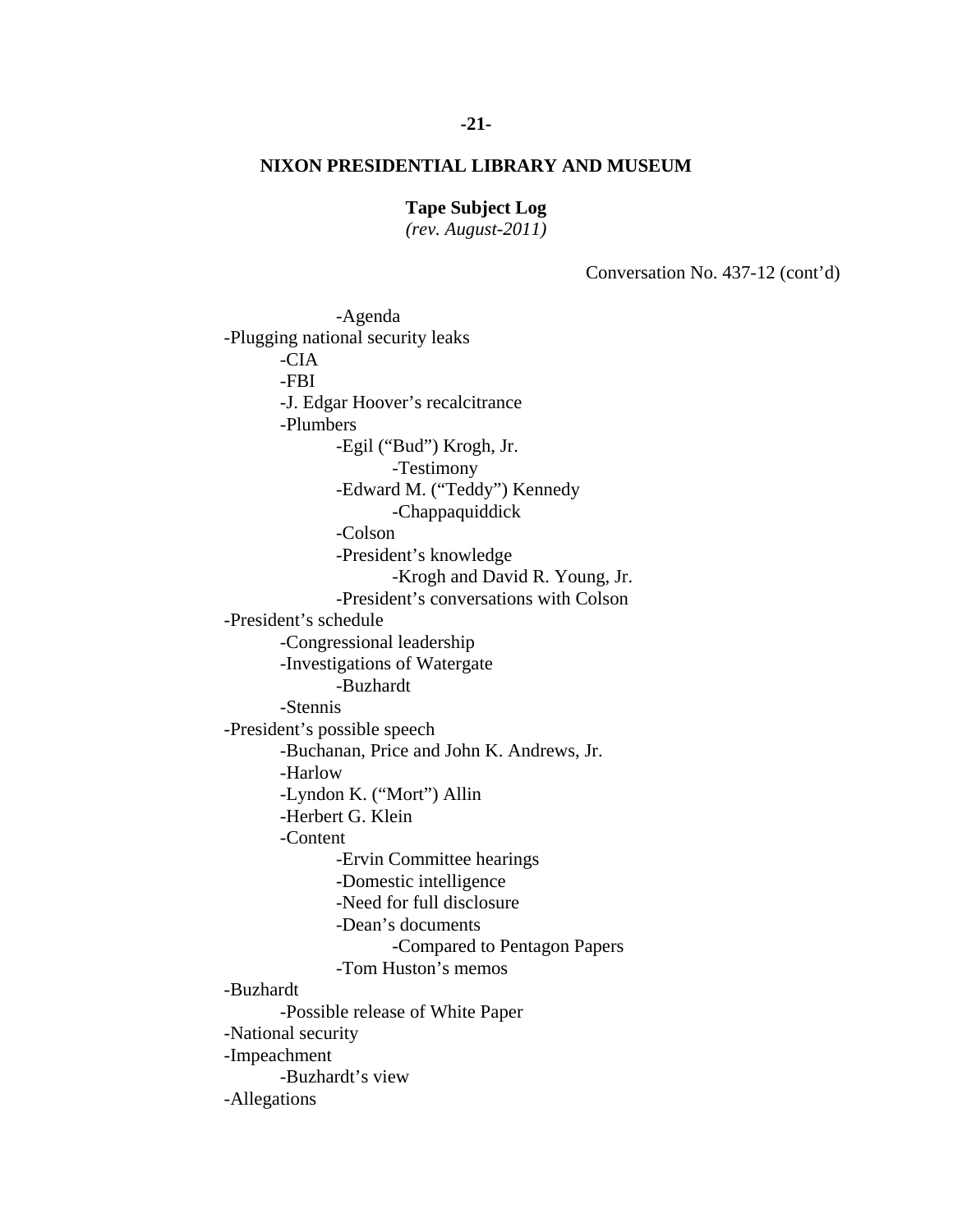**NIXON PRESIDENTIAL LIBRARY AND MUSEUM**

**Tape Subject Log**
*(rev. August-2011)*

Conversation No. 437-12 (cont'd)

- -Agenda
- -Plugging national security leaks
    - -CIA
    - -FBI
    - -J. Edgar Hoover's recalcitrance
    - -Plumbers
        - -Egil ("Bud") Krogh, Jr.
            - -Testimony
        - -Edward M. ("Teddy") Kennedy
            - -Chappaquiddick
        - -Colson
        - -President's knowledge
            - -Krogh and David R. Young, Jr.
        - -President's conversations with Colson
- -President's schedule
    - -Congressional leadership
    - -Investigations of Watergate
        - -Buzhardt
    - -Stennis
- -President's possible speech
    - -Buchanan, Price and John K. Andrews, Jr.
    - -Harlow
    - -Lyndon K. ("Mort") Allin
    - -Herbert G. Klein
    - -Content
        - -Ervin Committee hearings
        - -Domestic intelligence
        - -Need for full disclosure
        - -Dean's documents
            - -Compared to Pentagon Papers
        - -Tom Huston's memos
- -Buzhardt
    - -Possible release of White Paper
- -National security
- -Impeachment
    - -Buzhardt's view
- -Allegations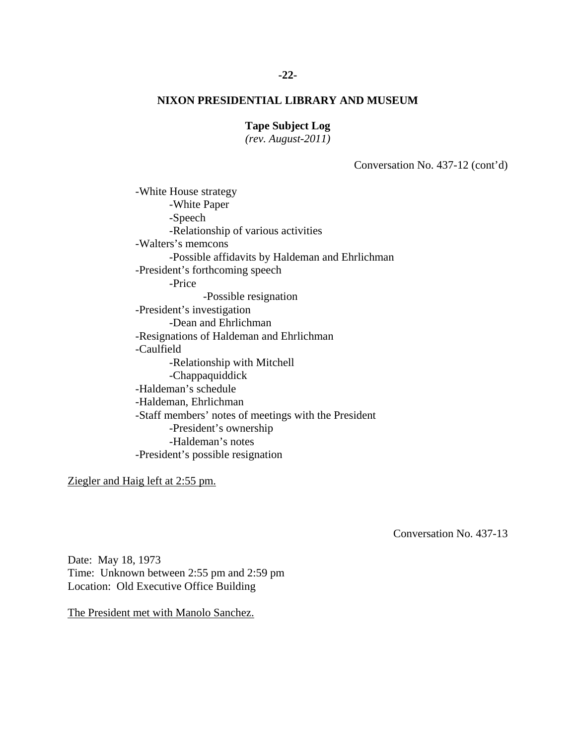Conversation No. 437-12 (cont'd)

- -White House strategy
  - -White Paper
  - -Speech
  - -Relationship of various activities
- -Walters's memcons
  - -Possible affidavits by Haldeman and Ehrlichman
- -President's forthcoming speech
  - -Price
    - -Possible resignation
- -President's investigation
  - -Dean and Ehrlichman
- -Resignations of Haldeman and Ehrlichman
- -Caulfield
  - -Relationship with Mitchell
  - -Chappaquiddick
- -Haldeman's schedule
- -Haldeman, Ehrlichman
- -Staff members' notes of meetings with the President
  - -President's ownership
  - -Haldeman's notes
- -President's possible resignation

<u>Ziegler and Haig left at 2:55 pm.</u>

Conversation No. 437-13

Date: May 18, 1973
Time: Unknown between 2:55 pm and 2:59 pm
Location: Old Executive Office Building

<u>The President met with Manolo Sanchez.</u>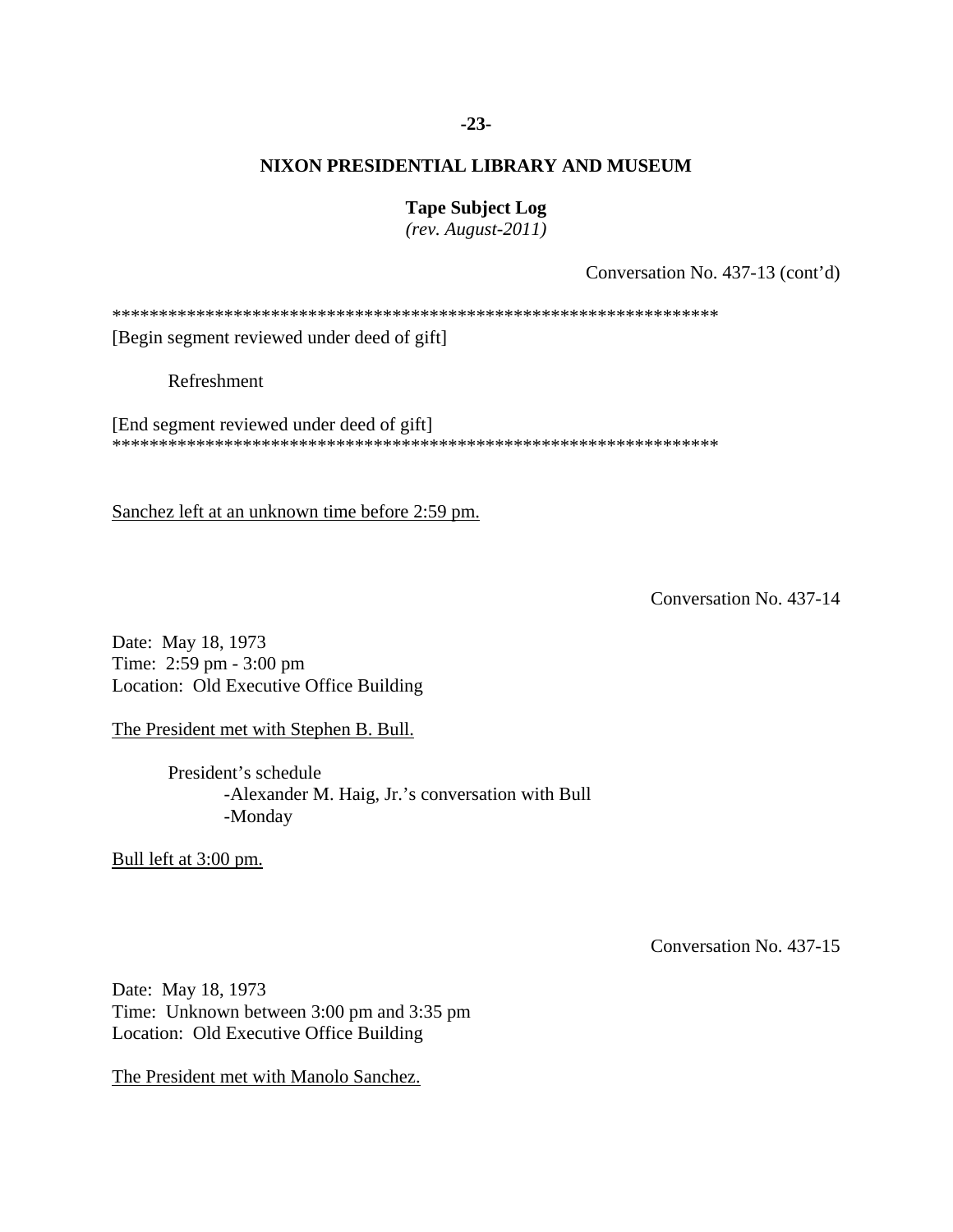Conversation No. 437-13 (cont'd)

*******************************************************************
[Begin segment reviewed under deed of gift]

Refreshment

[End segment reviewed under deed of gift]
*******************************************************************

Sanchez left at an unknown time before 2:59 pm.

Conversation No. 437-14

Date: May 18, 1973
Time: 2:59 pm - 3:00 pm
Location: Old Executive Office Building

The President met with Stephen B. Bull.

President's schedule
- -Alexander M. Haig, Jr.'s conversation with Bull
- -Monday

Bull left at 3:00 pm.

Conversation No. 437-15

Date: May 18, 1973
Time: Unknown between 3:00 pm and 3:35 pm
Location: Old Executive Office Building

The President met with Manolo Sanchez.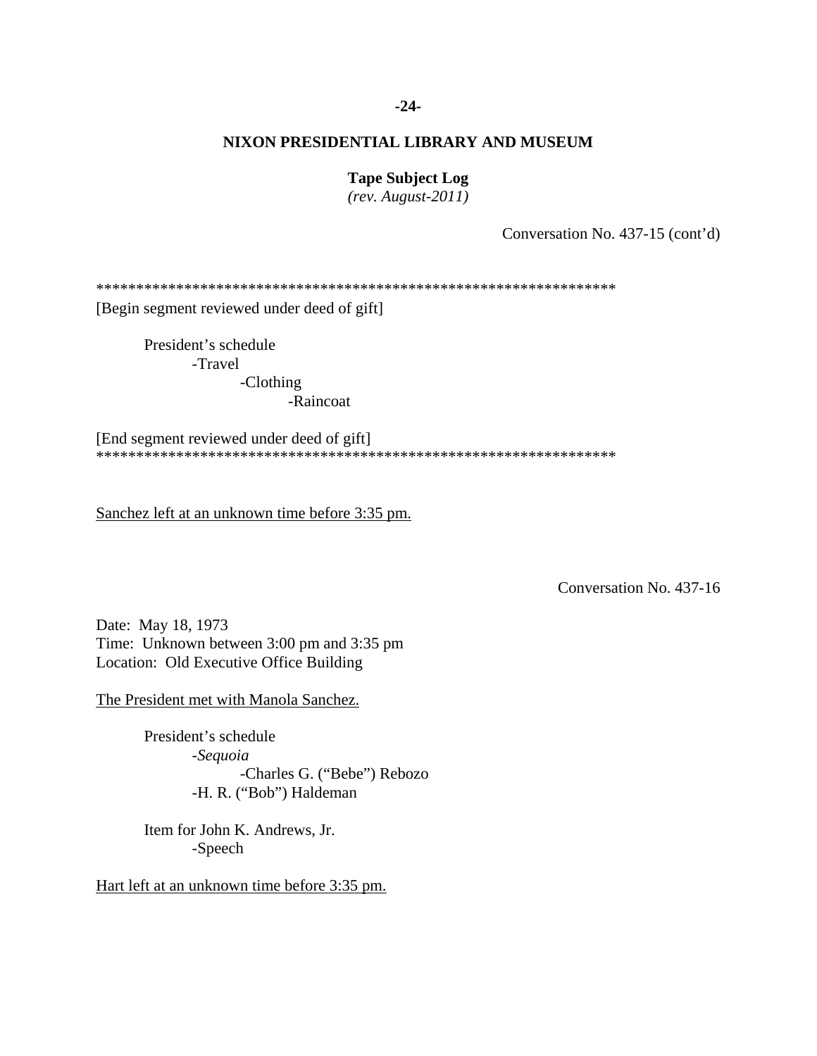# NIXON PRESIDENTIAL LIBRARY AND MUSEUM

**Tape Subject Log**
*(rev. August-2011)*

Conversation No. 437-15 (cont'd)

*******************************************************************
[Begin segment reviewed under deed of gift]

President's schedule
- -Travel
  - -Clothing
    - -Raincoat

[End segment reviewed under deed of gift]
*******************************************************************

<u>Sanchez left at an unknown time before 3:35 pm.</u>

Conversation No. 437-16

Date: May 18, 1973
Time: Unknown between 3:00 pm and 3:35 pm
Location: Old Executive Office Building

<u>The President met with Manola Sanchez.</u>

President's schedule
- -*Sequoia*
  - -Charles G. ("Bebe") Rebozo
- -H. R. ("Bob") Haldeman

Item for John K. Andrews, Jr.
- -Speech

<u>Hart left at an unknown time before 3:35 pm.</u>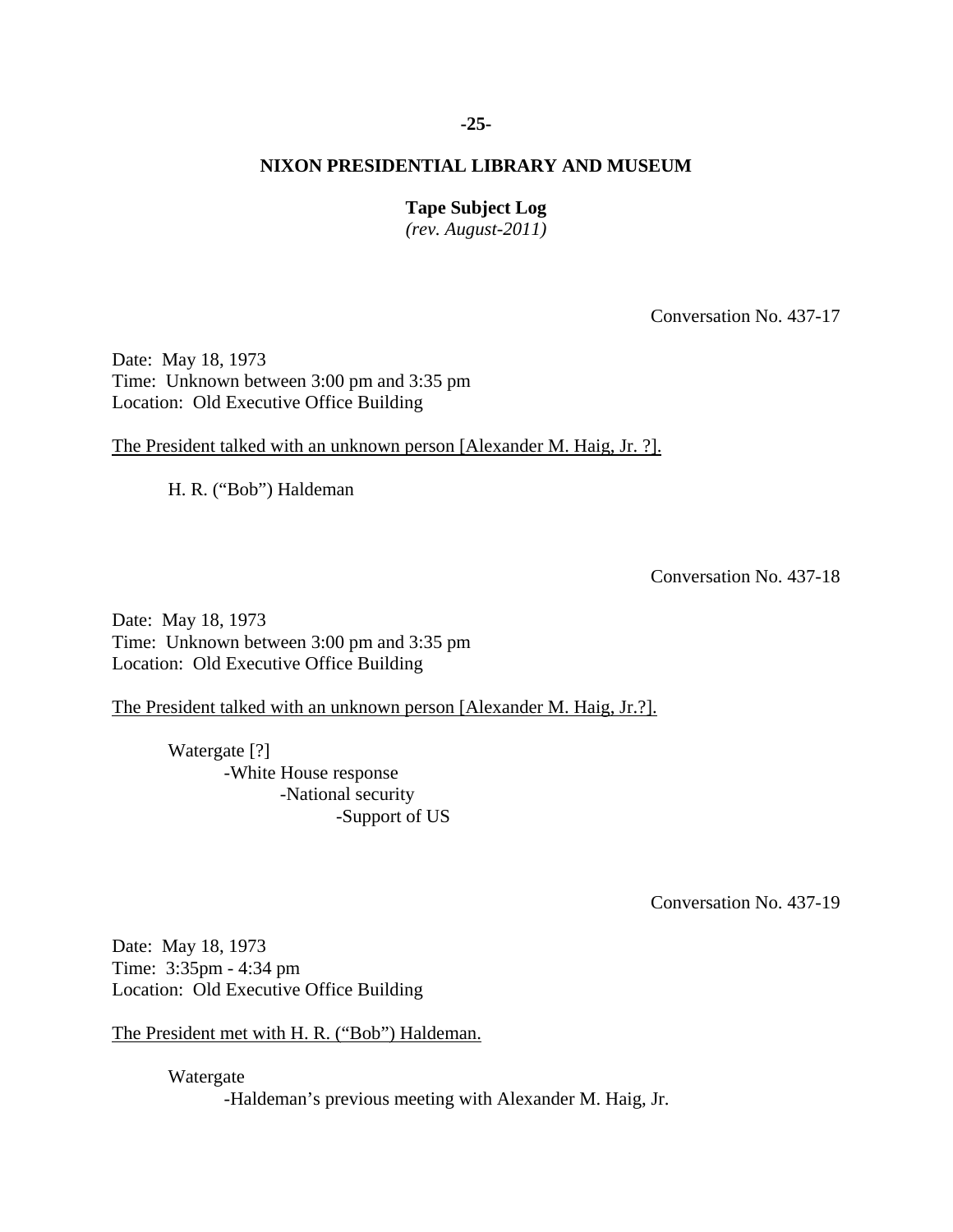**NIXON PRESIDENTIAL LIBRARY AND MUSEUM**

**Tape Subject Log**
*(rev. August-2011)*

Conversation No. 437-17

Date: May 18, 1973
Time: Unknown between 3:00 pm and 3:35 pm
Location: Old Executive Office Building

The President talked with an unknown person [Alexander M. Haig, Jr. ?].

H. R. ("Bob") Haldeman

Conversation No. 437-18

Date: May 18, 1973
Time: Unknown between 3:00 pm and 3:35 pm
Location: Old Executive Office Building

The President talked with an unknown person [Alexander M. Haig, Jr.?].

Watergate [?]
- -White House response
    - -National security
        - -Support of US

Conversation No. 437-19

Date: May 18, 1973
Time: 3:35pm - 4:34 pm
Location: Old Executive Office Building

The President met with H. R. ("Bob") Haldeman.

Watergate
- -Haldeman's previous meeting with Alexander M. Haig, Jr.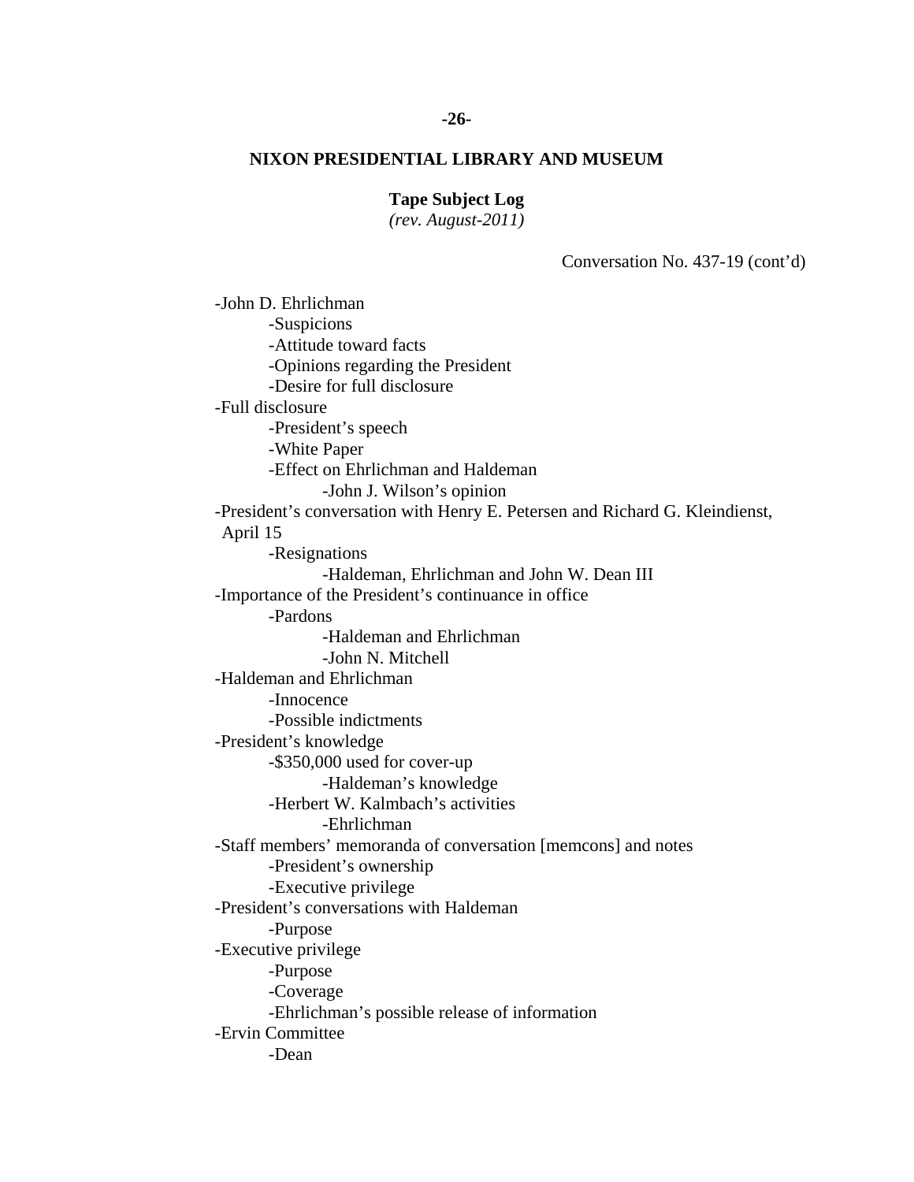**NIXON PRESIDENTIAL LIBRARY AND MUSEUM**

**Tape Subject Log**
*(rev. August-2011)*

Conversation No. 437-19 (cont'd)

- -John D. Ehrlichman
  - -Suspicions
  - -Attitude toward facts
  - -Opinions regarding the President
  - -Desire for full disclosure
- -Full disclosure
  - -President's speech
  - -White Paper
  - -Effect on Ehrlichman and Haldeman
    - -John J. Wilson's opinion
- -President's conversation with Henry E. Petersen and Richard G. Kleindienst, April 15
  - -Resignations
    - -Haldeman, Ehrlichman and John W. Dean III
- -Importance of the President's continuance in office
  - -Pardons
    - -Haldeman and Ehrlichman
    - -John N. Mitchell
- -Haldeman and Ehrlichman
  - -Innocence
  - -Possible indictments
- -President's knowledge
  - -$350,000 used for cover-up
    - -Haldeman's knowledge
  - -Herbert W. Kalmbach's activities
    - -Ehrlichman
- -Staff members' memoranda of conversation [memcons] and notes
  - -President's ownership
  - -Executive privilege
- -President's conversations with Haldeman
  - -Purpose
- -Executive privilege
  - -Purpose
  - -Coverage
  - -Ehrlichman's possible release of information
- -Ervin Committee
  - -Dean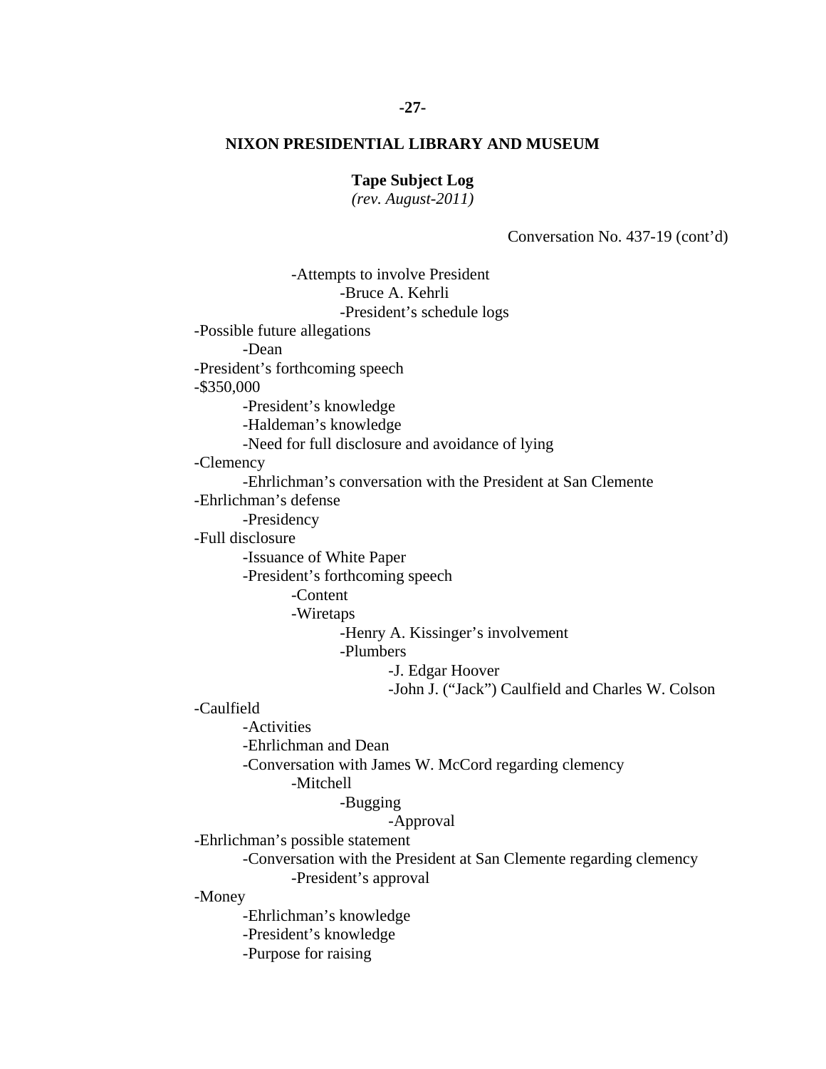**NIXON PRESIDENTIAL LIBRARY AND MUSEUM**

**Tape Subject Log**
*(rev. August-2011)*

Conversation No. 437-19 (cont'd)

- -Attempts to involve President
  - -Bruce A. Kehrli
  - -President's schedule logs
- -Possible future allegations
  - -Dean
- -President's forthcoming speech
- -\$350,000
  - -President's knowledge
  - -Haldeman's knowledge
  - -Need for full disclosure and avoidance of lying
- -Clemency
  - -Ehrlichman's conversation with the President at San Clemente
- -Ehrlichman's defense
  - -Presidency
- -Full disclosure
  - -Issuance of White Paper
  - -President's forthcoming speech
    - -Content
    - -Wiretaps
      - -Henry A. Kissinger's involvement
      - -Plumbers
        - -J. Edgar Hoover
        - -John J. ("Jack") Caulfield and Charles W. Colson
- -Caulfield
  - -Activities
  - -Ehrlichman and Dean
  - -Conversation with James W. McCord regarding clemency
    - -Mitchell
      - -Bugging
        - -Approval
- -Ehrlichman's possible statement
  - -Conversation with the President at San Clemente regarding clemency
    - -President's approval
- -Money
  - -Ehrlichman's knowledge
  - -President's knowledge
  - -Purpose for raising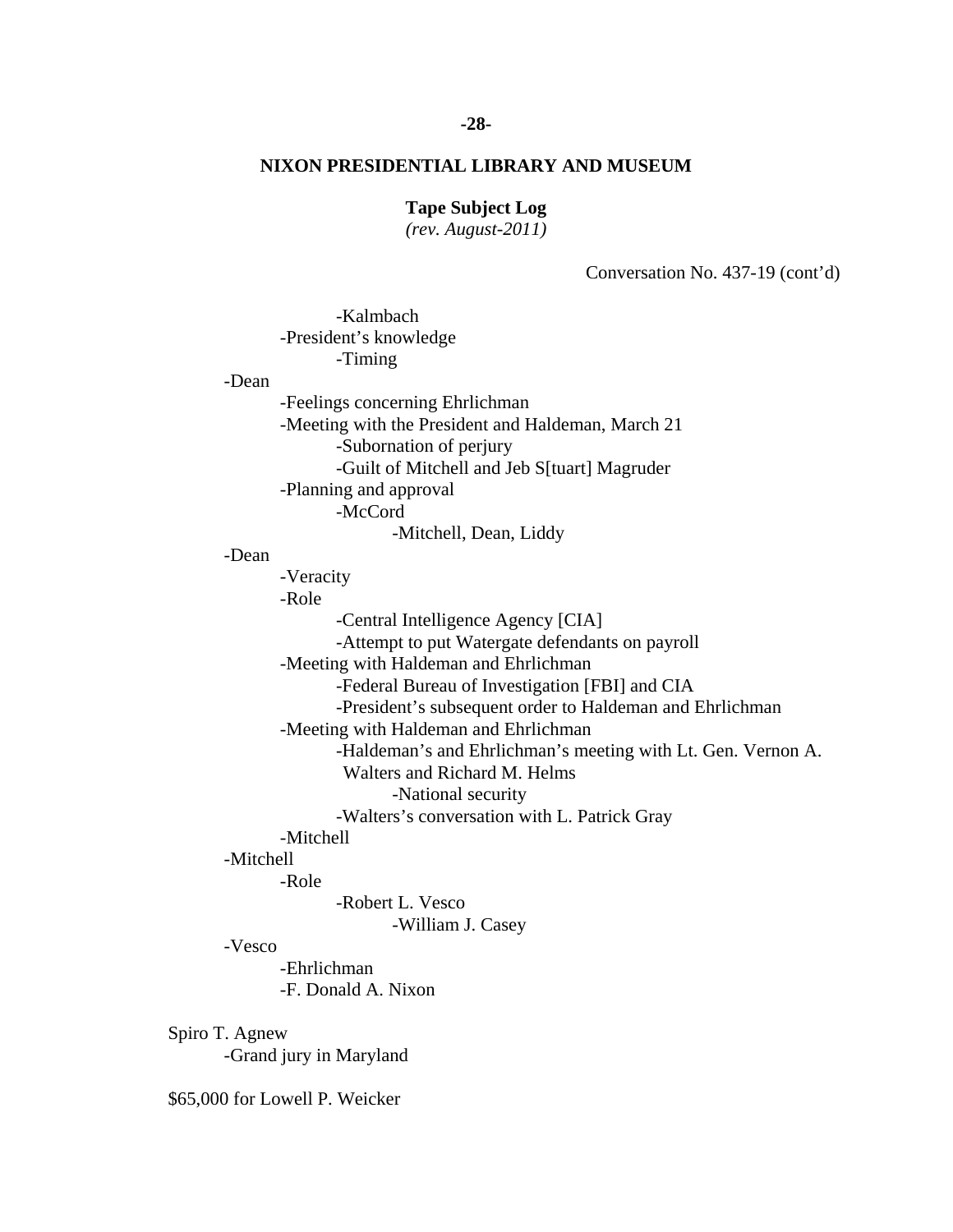**NIXON PRESIDENTIAL LIBRARY AND MUSEUM**

**Tape Subject Log**
*(rev. August-2011)*

Conversation No. 437-19 (cont'd)

            -Kalmbach
        -President's knowledge
            -Timing
    -Dean
        -Feelings concerning Ehrlichman
        -Meeting with the President and Haldeman, March 21
            -Subornation of perjury
            -Guilt of Mitchell and Jeb S[tuart] Magruder
        -Planning and approval
            -McCord
                -Mitchell, Dean, Liddy
    -Dean
        -Veracity
        -Role
            -Central Intelligence Agency [CIA]
            -Attempt to put Watergate defendants on payroll
        -Meeting with Haldeman and Ehrlichman
            -Federal Bureau of Investigation [FBI] and CIA
            -President's subsequent order to Haldeman and Ehrlichman
        -Meeting with Haldeman and Ehrlichman
            -Haldeman's and Ehrlichman's meeting with Lt. Gen. Vernon A. Walters and Richard M. Helms
                -National security
            -Walters's conversation with L. Patrick Gray
        -Mitchell
    -Mitchell
        -Role
            -Robert L. Vesco
                -William J. Casey
    -Vesco
        -Ehrlichman
        -F. Donald A. Nixon

Spiro T. Agnew
    -Grand jury in Maryland

$65,000 for Lowell P. Weicker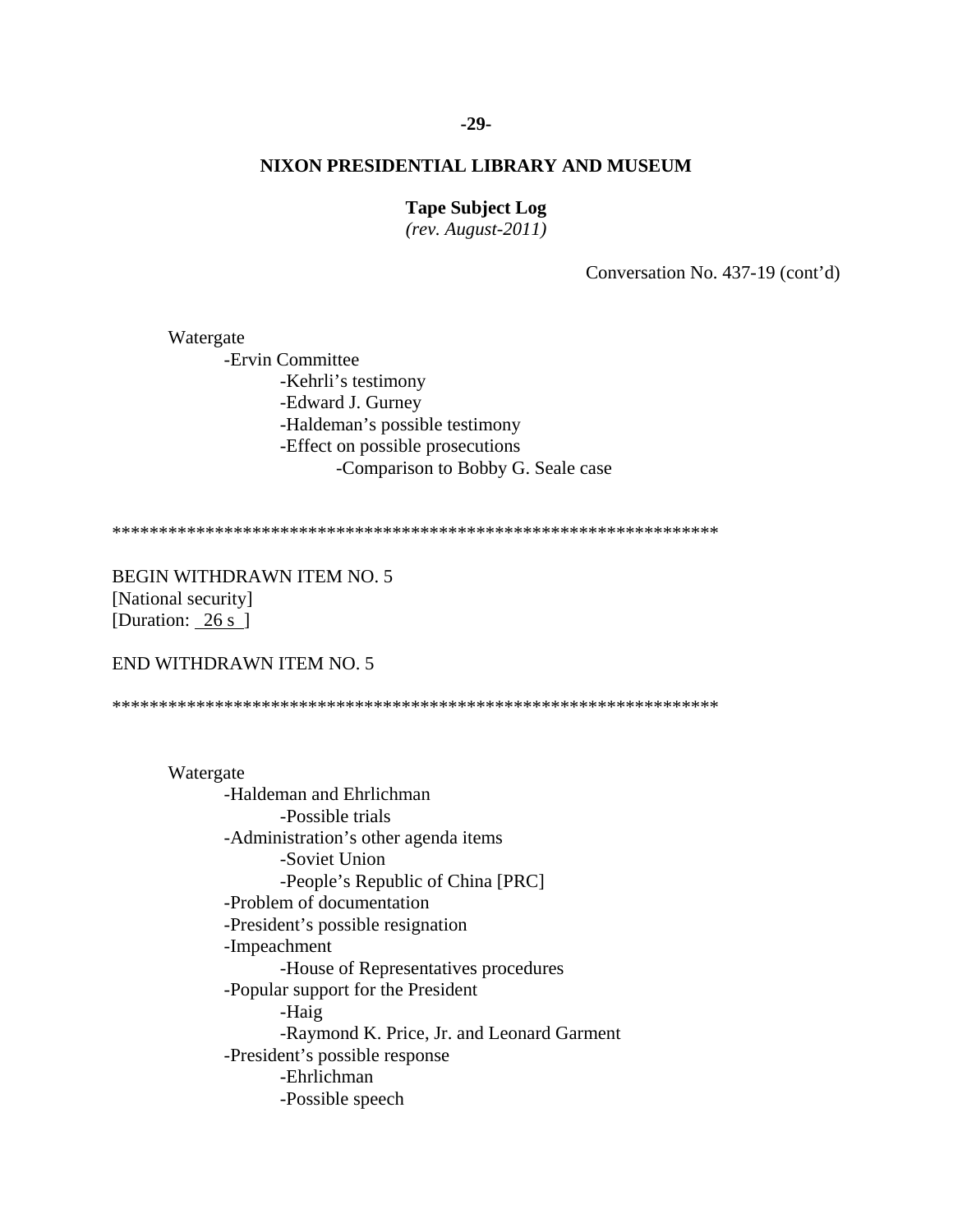**NIXON PRESIDENTIAL LIBRARY AND MUSEUM**

**Tape Subject Log**
*(rev. August-2011)*

Conversation No. 437-19 (cont'd)

Watergate
- Ervin Committee
  - Kehrli's testimony
  - Edward J. Gurney
  - Haldeman's possible testimony
  - Effect on possible prosecutions
    - Comparison to Bobby G. Seale case

*****************************************************************

BEGIN WITHDRAWN ITEM NO. 5
[National security]
[Duration: 26 s ]

END WITHDRAWN ITEM NO. 5

*****************************************************************

Watergate
- Haldeman and Ehrlichman
  - Possible trials
- Administration's other agenda items
  - Soviet Union
  - People's Republic of China [PRC]
- Problem of documentation
- President's possible resignation
- Impeachment
  - House of Representatives procedures
- Popular support for the President
  - Haig
  - Raymond K. Price, Jr. and Leonard Garment
- President's possible response
  - Ehrlichman
  - Possible speech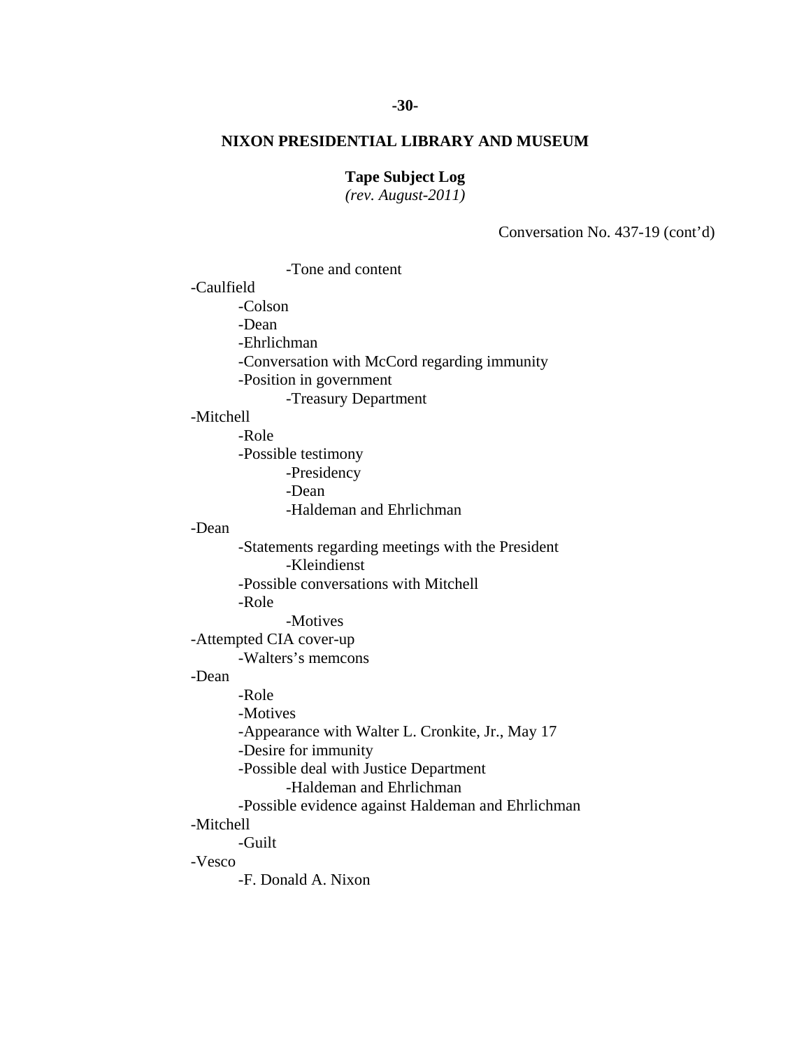**NIXON PRESIDENTIAL LIBRARY AND MUSEUM**

**Tape Subject Log**
*(rev. August-2011)*

Conversation No. 437-19 (cont'd)

- -Tone and content
- -Caulfield
  - -Colson
  - -Dean
  - -Ehrlichman
  - -Conversation with McCord regarding immunity
  - -Position in government
    - -Treasury Department
- -Mitchell
  - -Role
  - -Possible testimony
    - -Presidency
    - -Dean
    - -Haldeman and Ehrlichman
- -Dean
  - -Statements regarding meetings with the President
    - -Kleindienst
  - -Possible conversations with Mitchell
  - -Role
    - -Motives
- -Attempted CIA cover-up
  - -Walters's memcons
- -Dean
  - -Role
  - -Motives
  - -Appearance with Walter L. Cronkite, Jr., May 17
  - -Desire for immunity
  - -Possible deal with Justice Department
    - -Haldeman and Ehrlichman
  - -Possible evidence against Haldeman and Ehrlichman
- -Mitchell
  - -Guilt
- -Vesco
  - -F. Donald A. Nixon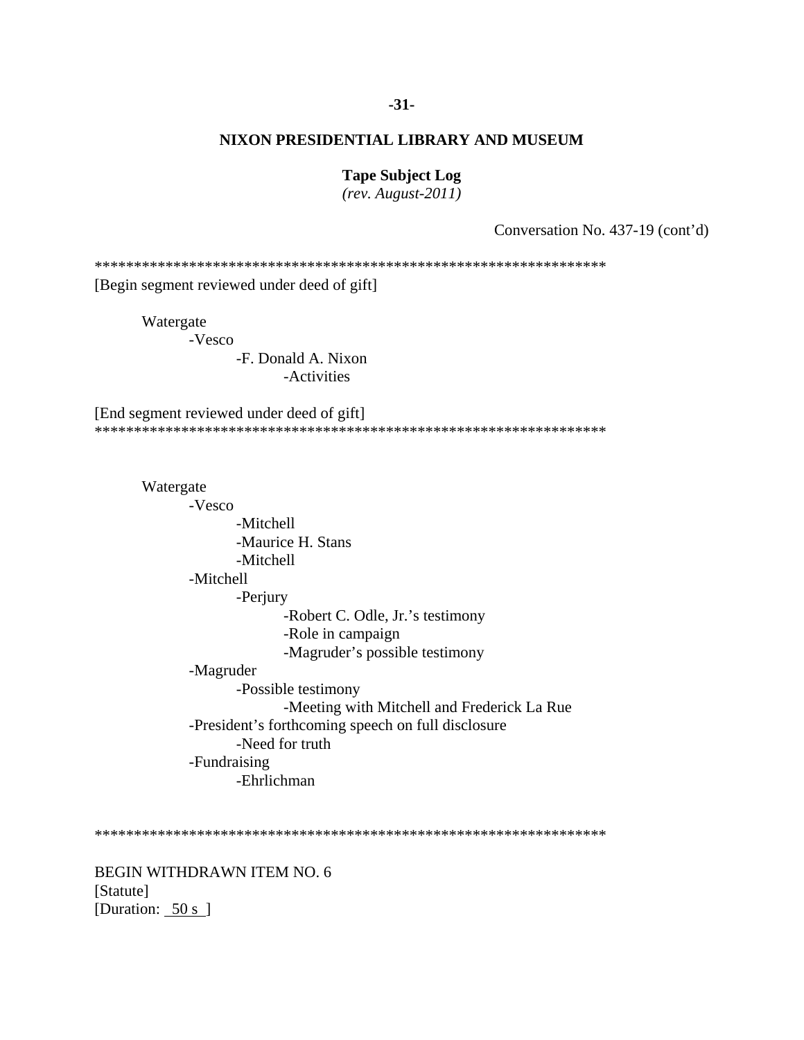**NIXON PRESIDENTIAL LIBRARY AND MUSEUM**

**Tape Subject Log**
*(rev. August-2011)*

Conversation No. 437-19 (cont'd)

*****************************************************************

[Begin segment reviewed under deed of gift]

Watergate
- -Vesco
  - -F. Donald A. Nixon
    - -Activities

[End segment reviewed under deed of gift]

*****************************************************************

Watergate
- -Vesco
  - -Mitchell
  - -Maurice H. Stans
  - -Mitchell
- -Mitchell
  - -Perjury
    - -Robert C. Odle, Jr.'s testimony
    - -Role in campaign
    - -Magruder's possible testimony
- -Magruder
  - -Possible testimony
    - -Meeting with Mitchell and Frederick La Rue
- -President's forthcoming speech on full disclosure
  - -Need for truth
- -Fundraising
  - -Ehrlichman

*****************************************************************

BEGIN WITHDRAWN ITEM NO. 6
[Statute]
[Duration: 50 s ]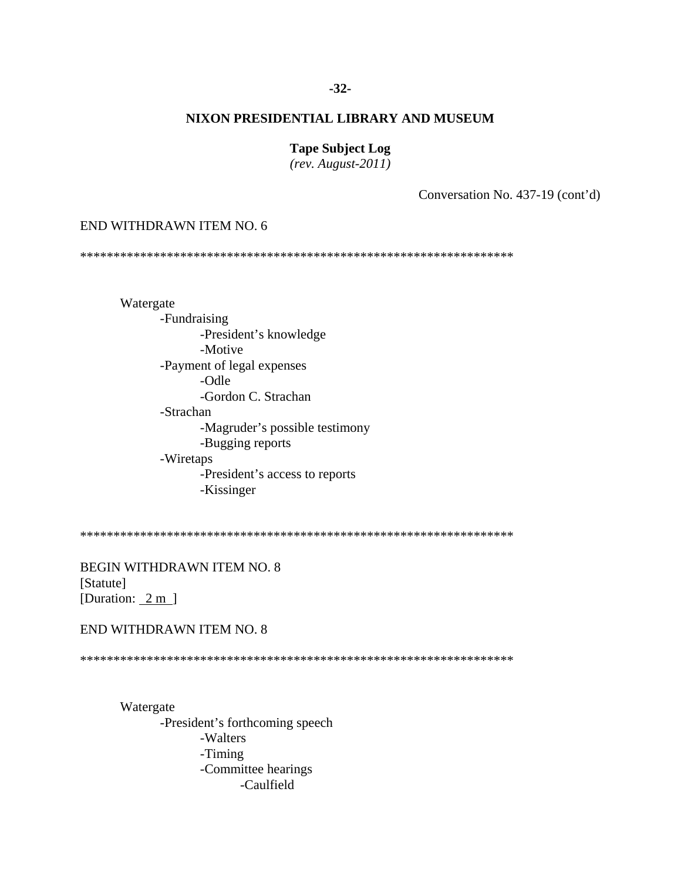**NIXON PRESIDENTIAL LIBRARY AND MUSEUM**

**Tape Subject Log**
*(rev. August-2011)*

Conversation No. 437-19 (cont'd)

END WITHDRAWN ITEM NO. 6

*****************************************************************

Watergate
- -Fundraising
    - -President's knowledge
    - -Motive
- -Payment of legal expenses
    - -Odle
    - -Gordon C. Strachan
- -Strachan
    - -Magruder's possible testimony
    - -Bugging reports
- -Wiretaps
    - -President's access to reports
    - -Kissinger

*****************************************************************

BEGIN WITHDRAWN ITEM NO. 8
[Statute]
[Duration: 2 m ]

END WITHDRAWN ITEM NO. 8

*****************************************************************

Watergate
- -President's forthcoming speech
    - -Walters
    - -Timing
    - -Committee hearings
        - -Caulfield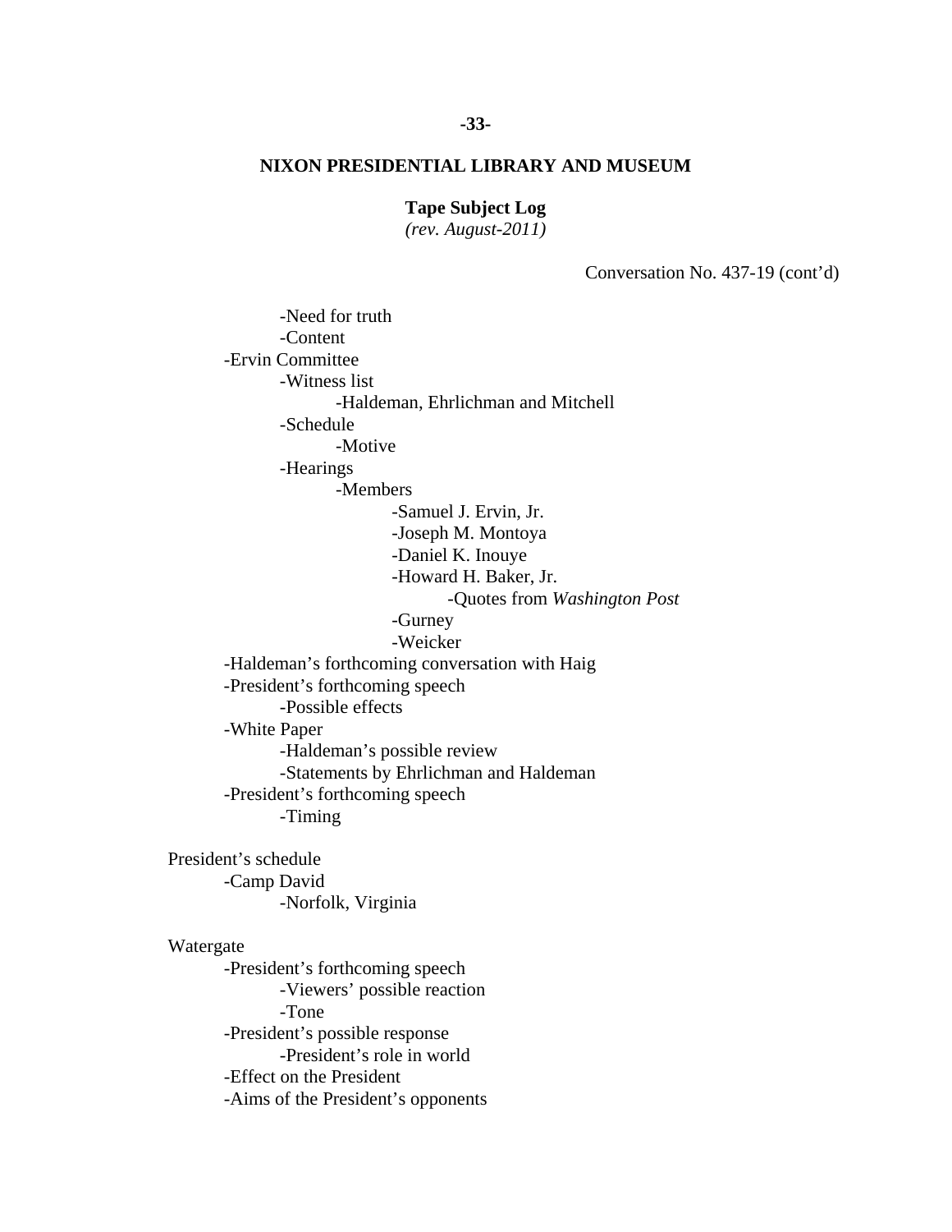## NIXON PRESIDENTIAL LIBRARY AND MUSEUM

**Tape Subject Log**
*(rev. August-2011)*

Conversation No. 437-19 (cont'd)

- -Need for truth
- -Content
- -Ervin Committee
  - -Witness list
    - -Haldeman, Ehrlichman and Mitchell
  - -Schedule
    - -Motive
  - -Hearings
    - -Members
      - -Samuel J. Ervin, Jr.
      - -Joseph M. Montoya
      - -Daniel K. Inouye
      - -Howard H. Baker, Jr.
        - -Quotes from *Washington Post*
      - -Gurney
      - -Weicker
- -Haldeman's forthcoming conversation with Haig
- -President's forthcoming speech
  - -Possible effects
- -White Paper
  - -Haldeman's possible review
  - -Statements by Ehrlichman and Haldeman
- -President's forthcoming speech
  - -Timing

President's schedule
- -Camp David
  - -Norfolk, Virginia

Watergate
- -President's forthcoming speech
  - -Viewers' possible reaction
  - -Tone
- -President's possible response
  - -President's role in world
- -Effect on the President
- -Aims of the President's opponents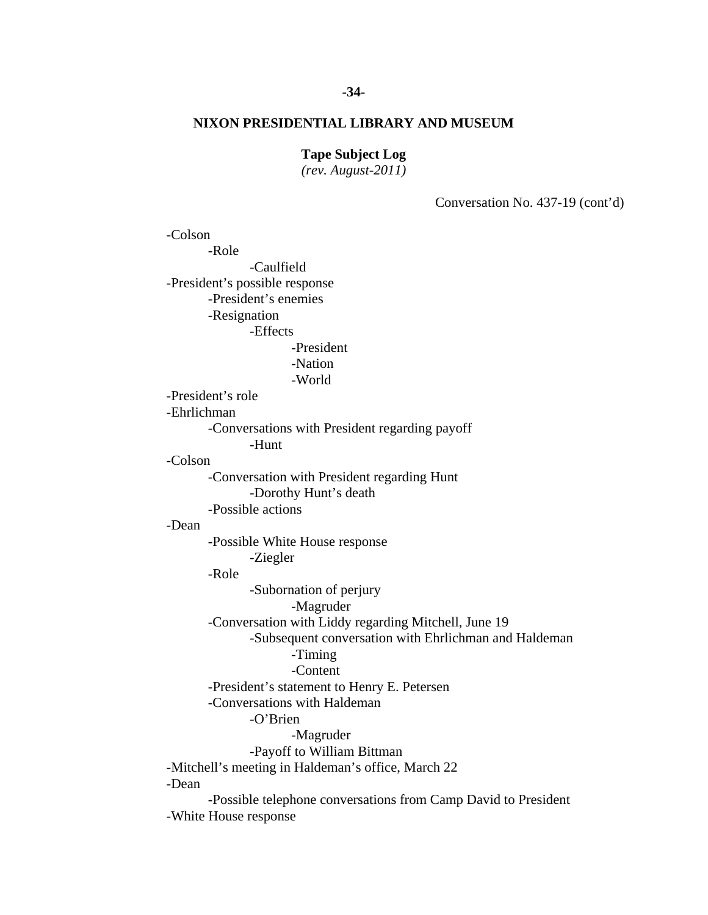**NIXON PRESIDENTIAL LIBRARY AND MUSEUM**

**Tape Subject Log**
*(rev. August-2011)*

Conversation No. 437-19 (cont'd)

- Colson
  - Role
    - Caulfield
- President's possible response
  - President's enemies
  - Resignation
    - Effects
      - President
      - Nation
      - World
- President's role
- Ehrlichman
  - Conversations with President regarding payoff
    - Hunt
- Colson
  - Conversation with President regarding Hunt
    - Dorothy Hunt's death
  - Possible actions
- Dean
  - Possible White House response
    - Ziegler
  - Role
    - Subornation of perjury
      - Magruder
  - Conversation with Liddy regarding Mitchell, June 19
    - Subsequent conversation with Ehrlichman and Haldeman
      - Timing
      - Content
  - President's statement to Henry E. Petersen
  - Conversations with Haldeman
    - O'Brien
      - Magruder
    - Payoff to William Bittman
- Mitchell's meeting in Haldeman's office, March 22
- Dean
  - Possible telephone conversations from Camp David to President
- White House response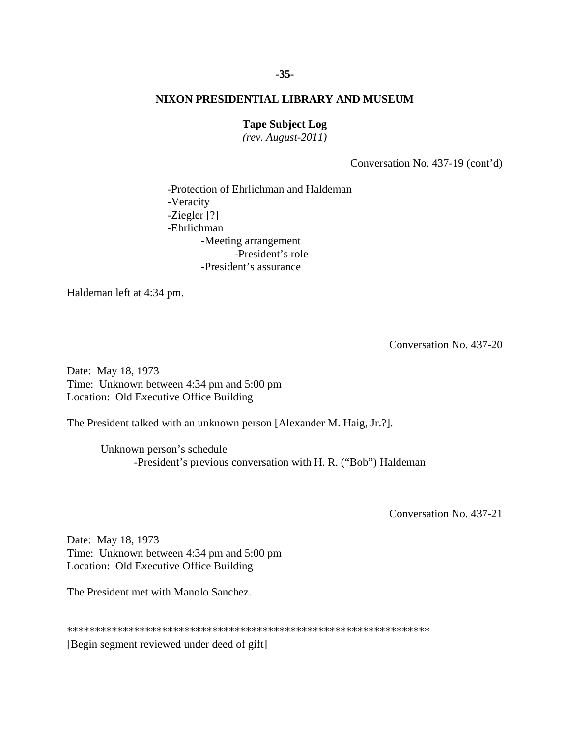Conversation No. 437-19 (cont'd)

- -Protection of Ehrlichman and Haldeman
- -Veracity
- -Ziegler [?]
- -Ehrlichman
    - -Meeting arrangement
        - -President's role
    - -President's assurance

Haldeman left at 4:34 pm.

Conversation No. 437-20

Date: May 18, 1973
Time: Unknown between 4:34 pm and 5:00 pm
Location: Old Executive Office Building

The President talked with an unknown person [Alexander M. Haig, Jr.?].

Unknown person's schedule
- -President's previous conversation with H. R. ("Bob") Haldeman

Conversation No. 437-21

Date: May 18, 1973
Time: Unknown between 4:34 pm and 5:00 pm
Location: Old Executive Office Building

The President met with Manolo Sanchez.

*****************************************************************

[Begin segment reviewed under deed of gift]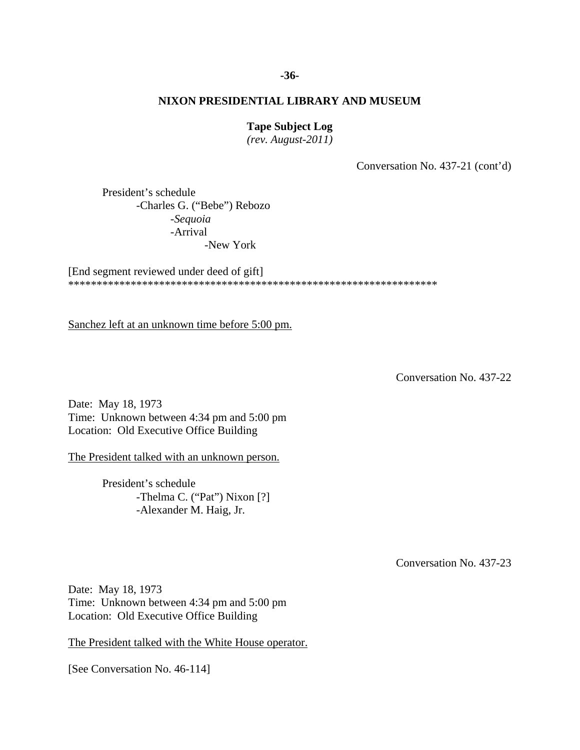**NIXON PRESIDENTIAL LIBRARY AND MUSEUM**

**Tape Subject Log**
*(rev. August-2011)*

Conversation No. 437-21 (cont'd)

President's schedule
- -Charles G. ("Bebe") Rebozo
  - -*Sequoia*
  - -Arrival
    - -New York

[End segment reviewed under deed of gift]
*****************************************************************

Sanchez left at an unknown time before 5:00 pm.

Conversation No. 437-22

Date: May 18, 1973
Time: Unknown between 4:34 pm and 5:00 pm
Location: Old Executive Office Building

The President talked with an unknown person.

President's schedule
- -Thelma C. ("Pat") Nixon [?]
- -Alexander M. Haig, Jr.

Conversation No. 437-23

Date: May 18, 1973
Time: Unknown between 4:34 pm and 5:00 pm
Location: Old Executive Office Building

The President talked with the White House operator.

[See Conversation No. 46-114]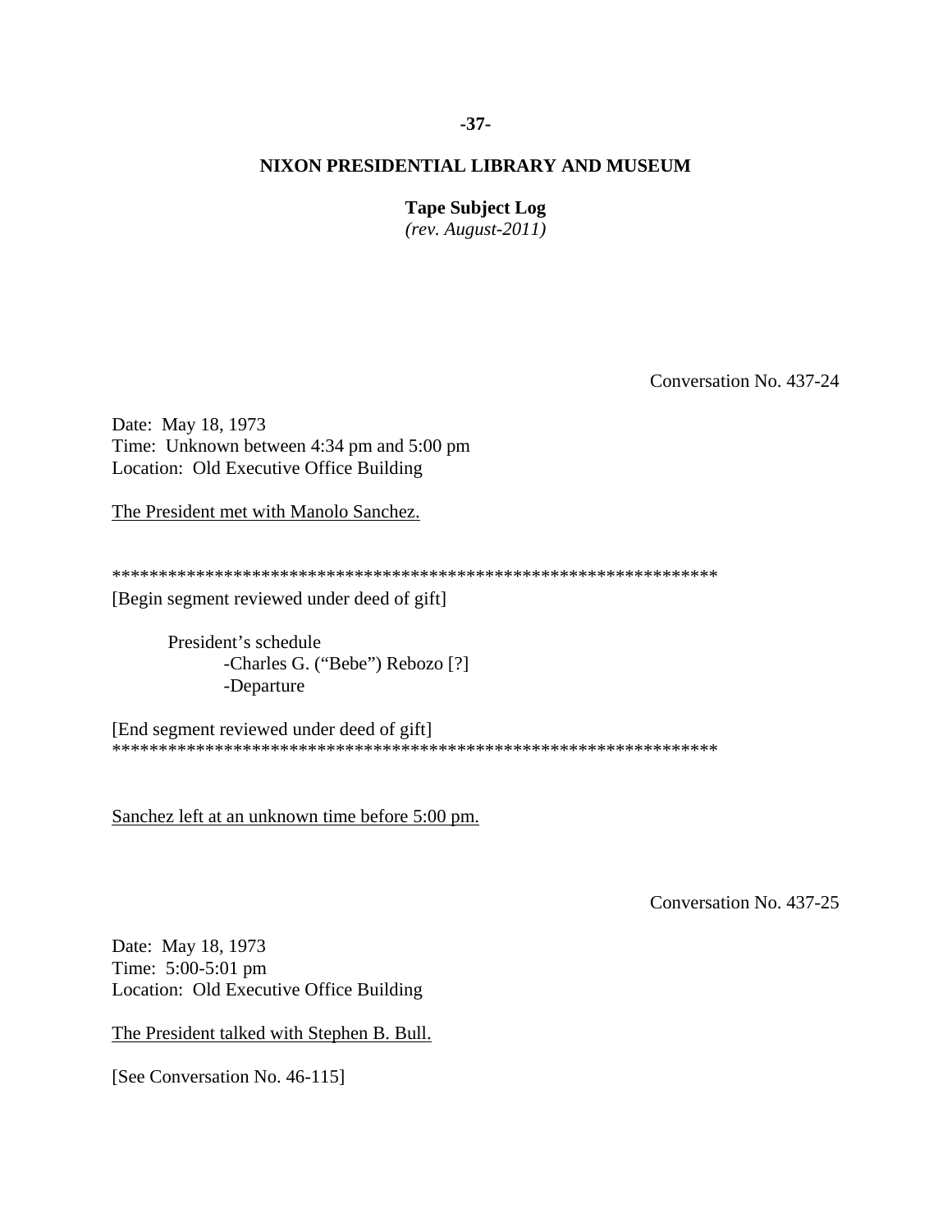Conversation No. 437-24

Date: May 18, 1973
Time: Unknown between 4:34 pm and 5:00 pm
Location: Old Executive Office Building

The President met with Manolo Sanchez.

*****************************************************************
[Begin segment reviewed under deed of gift]

President's schedule
- Charles G. ("Bebe") Rebozo [?]
- Departure

[End segment reviewed under deed of gift]
*****************************************************************

Sanchez left at an unknown time before 5:00 pm.

Conversation No. 437-25

Date: May 18, 1973
Time: 5:00-5:01 pm
Location: Old Executive Office Building

The President talked with Stephen B. Bull.

[See Conversation No. 46-115]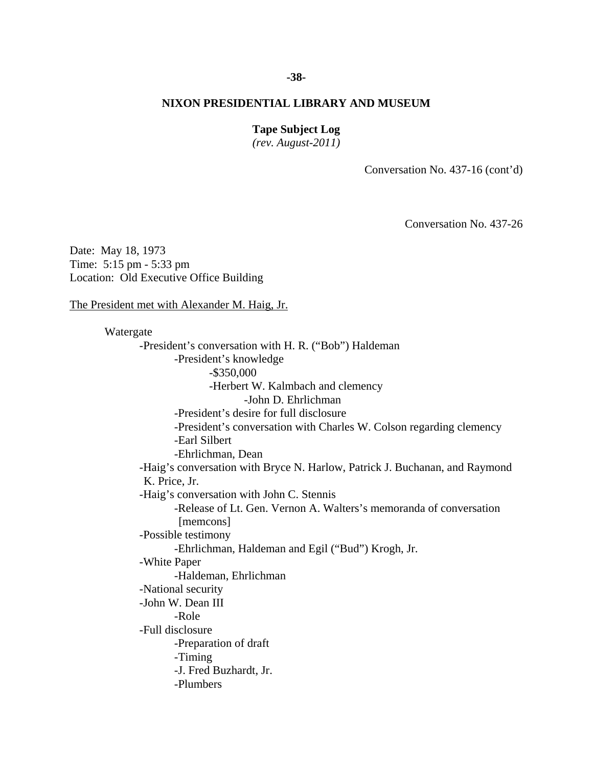**NIXON PRESIDENTIAL LIBRARY AND MUSEUM**

**Tape Subject Log**
*(rev. August-2011)*

Conversation No. 437-16 (cont'd)

Conversation No. 437-26

Date: May 18, 1973
Time: 5:15 pm - 5:33 pm
Location: Old Executive Office Building

The President met with Alexander M. Haig, Jr.

- Watergate
  - -President's conversation with H. R. ("Bob") Haldeman
    - -President's knowledge
      - -$350,000
      - -Herbert W. Kalmbach and clemency
        - -John D. Ehrlichman
    - -President's desire for full disclosure
    - -President's conversation with Charles W. Colson regarding clemency
    - -Earl Silbert
    - -Ehrlichman, Dean
  - -Haig's conversation with Bryce N. Harlow, Patrick J. Buchanan, and Raymond K. Price, Jr.
  - -Haig's conversation with John C. Stennis
    - -Release of Lt. Gen. Vernon A. Walters's memoranda of conversation [memcons]
  - -Possible testimony
    - -Ehrlichman, Haldeman and Egil ("Bud") Krogh, Jr.
  - -White Paper
    - -Haldeman, Ehrlichman
  - -National security
  - -John W. Dean III
    - -Role
  - -Full disclosure
    - -Preparation of draft
    - -Timing
    - -J. Fred Buzhardt, Jr.
    - -Plumbers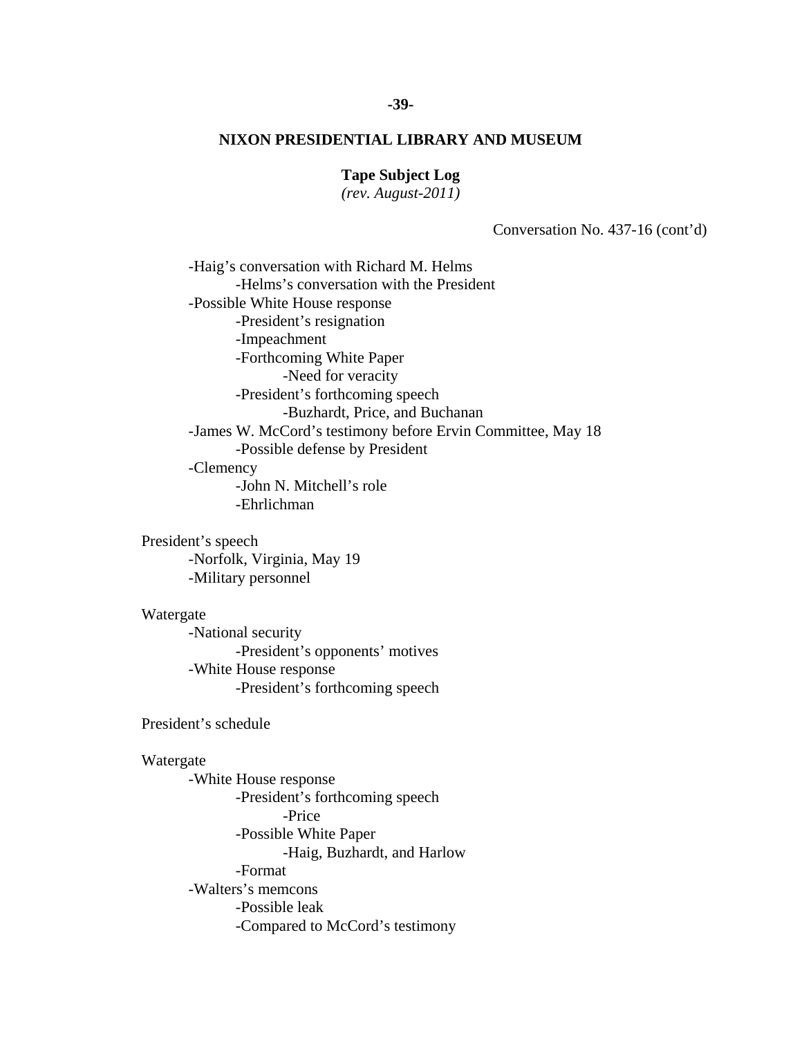**NIXON PRESIDENTIAL LIBRARY AND MUSEUM**

**Tape Subject Log**
*(rev. August-2011)*

Conversation No. 437-16 (cont'd)

- -Haig's conversation with Richard M. Helms
  - -Helms's conversation with the President
- -Possible White House response
  - -President's resignation
  - -Impeachment
  - -Forthcoming White Paper
    - -Need for veracity
  - -President's forthcoming speech
    - -Buzhardt, Price, and Buchanan
- -James W. McCord's testimony before Ervin Committee, May 18
  - -Possible defense by President
- -Clemency
  - -John N. Mitchell's role
  - -Ehrlichman

President's speech

- -Norfolk, Virginia, May 19
- -Military personnel

Watergate

- -National security
  - -President's opponents' motives
- -White House response
  - -President's forthcoming speech

President's schedule

Watergate

- -White House response
  - -President's forthcoming speech
    - -Price
  - -Possible White Paper
    - -Haig, Buzhardt, and Harlow
  - -Format
- -Walters's memcons
  - -Possible leak
  - -Compared to McCord's testimony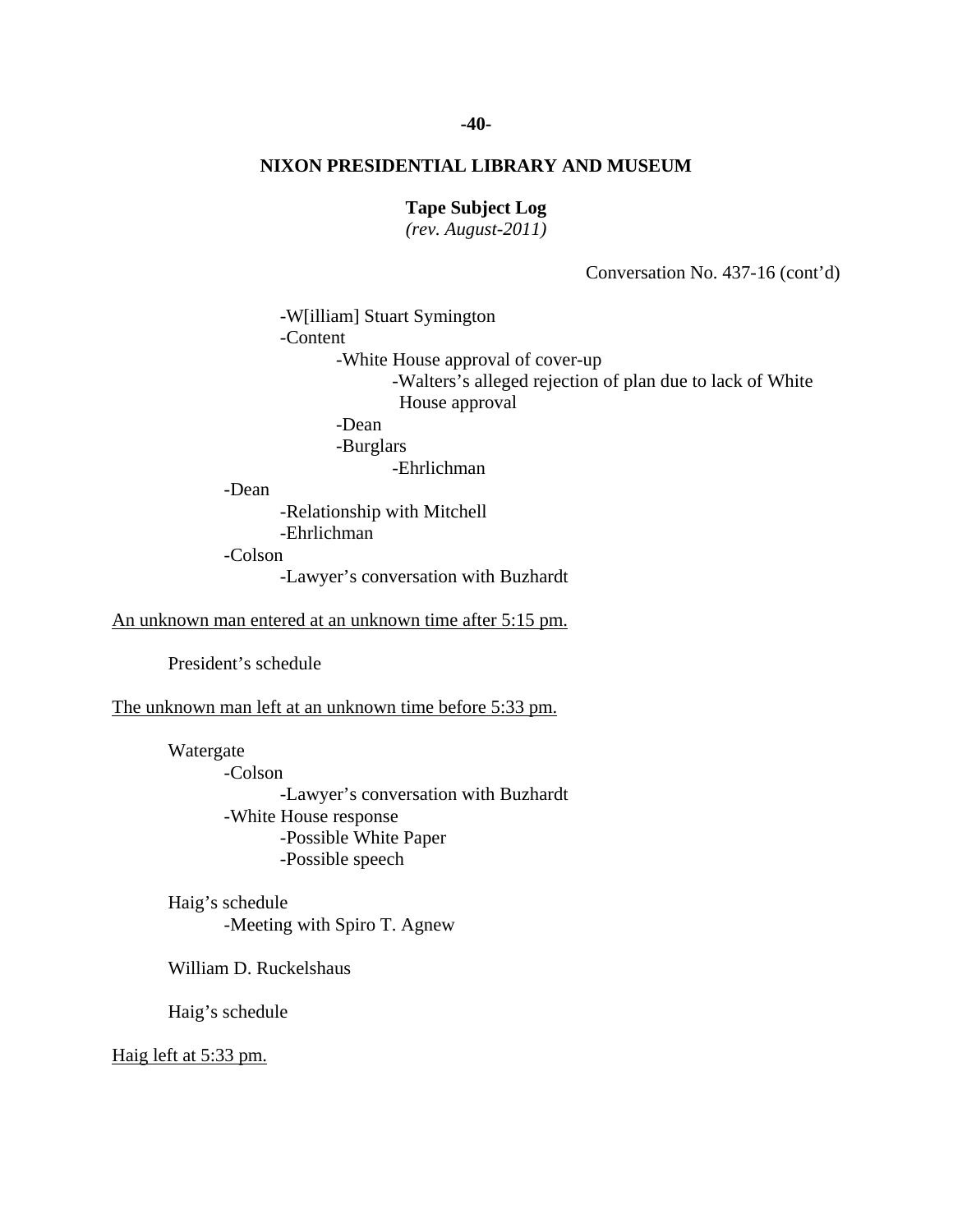**NIXON PRESIDENTIAL LIBRARY AND MUSEUM**

**Tape Subject Log**
*(rev. August-2011)*

Conversation No. 437-16 (cont'd)

- W[illiam] Stuart Symington
- Content
  - White House approval of cover-up
    - Walters's alleged rejection of plan due to lack of White House approval
  - Dean
  - Burglars
    - Ehrlichman
- Dean
  - Relationship with Mitchell
  - Ehrlichman
- Colson
  - Lawyer's conversation with Buzhardt

An unknown man entered at an unknown time after 5:15 pm.

President's schedule

The unknown man left at an unknown time before 5:33 pm.

Watergate
- Colson
  - Lawyer's conversation with Buzhardt
- White House response
  - Possible White Paper
  - Possible speech

Haig's schedule
- Meeting with Spiro T. Agnew

William D. Ruckelshaus

Haig's schedule

Haig left at 5:33 pm.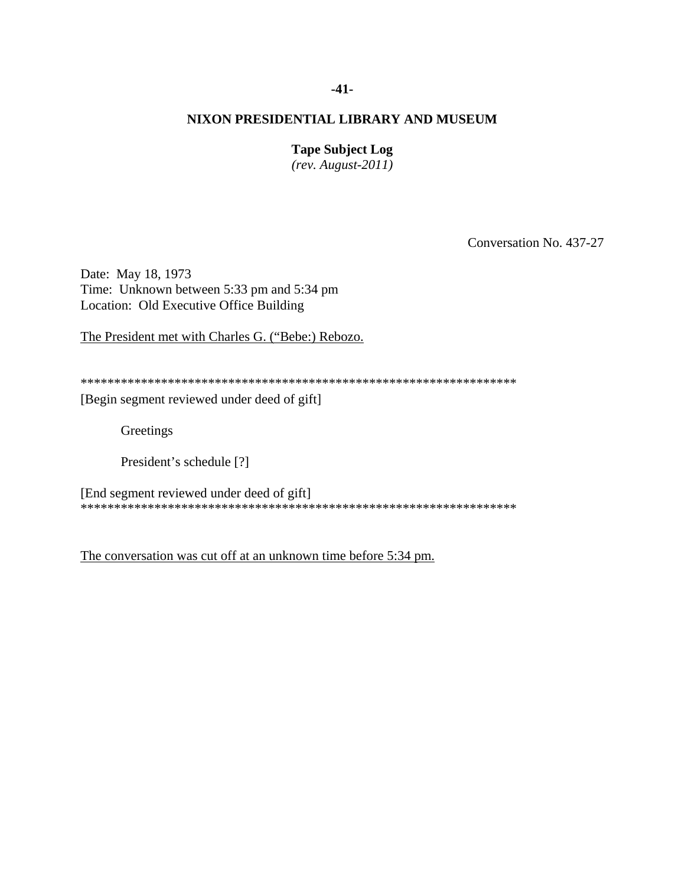**NIXON PRESIDENTIAL LIBRARY AND MUSEUM**

**Tape Subject Log**
*(rev. August-2011)*

Conversation No. 437-27

Date: May 18, 1973
Time: Unknown between 5:33 pm and 5:34 pm
Location: Old Executive Office Building

The President met with Charles G. ("Bebe:) Rebozo.

*****************************************************************
[Begin segment reviewed under deed of gift]

Greetings

President's schedule [?]

[End segment reviewed under deed of gift]
*****************************************************************

The conversation was cut off at an unknown time before 5:34 pm.